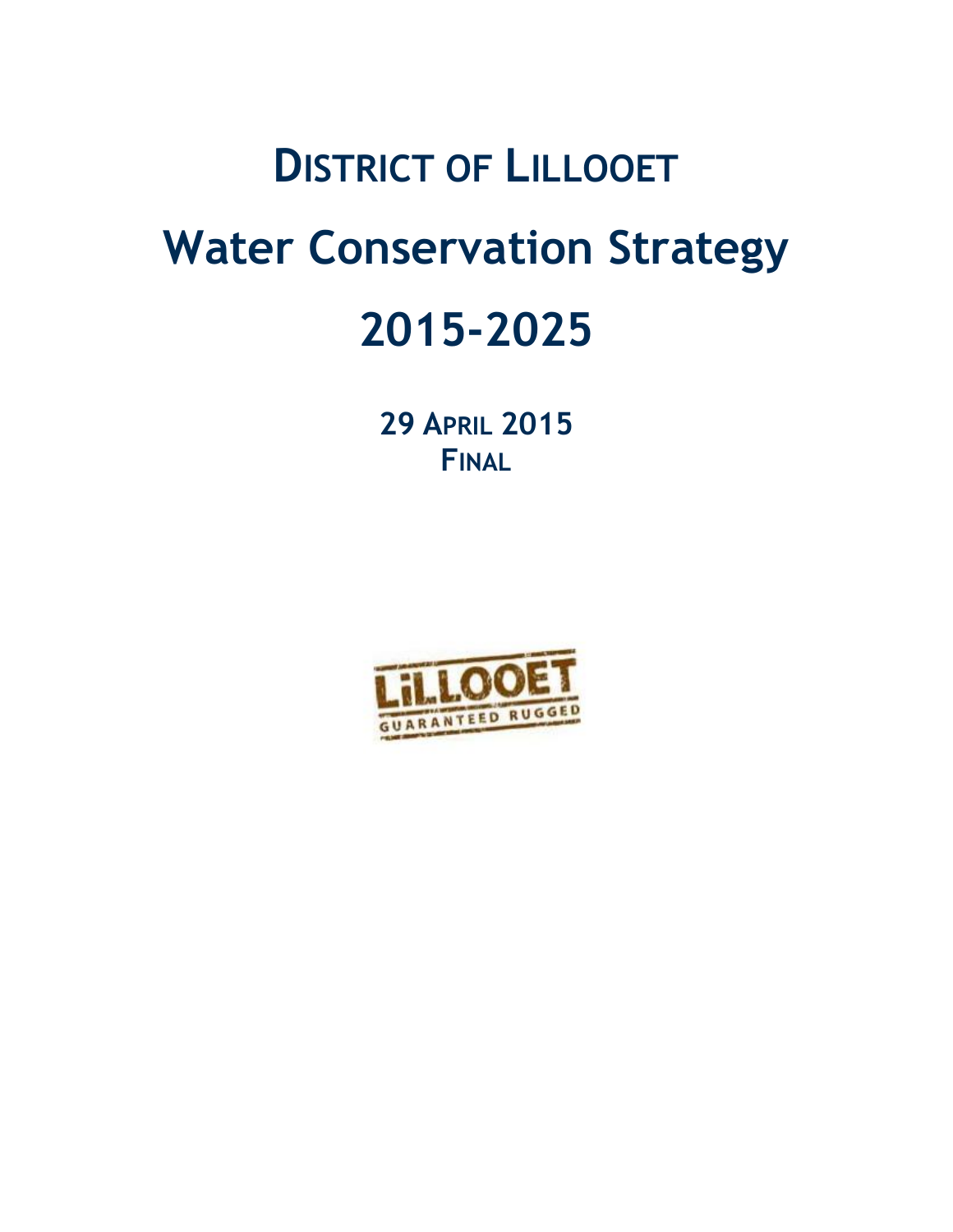# DISTRICT OF LILLOOET

# Water Conservation Strategy

# 2015-2025

**29 APRIL 2015**
**FINAL**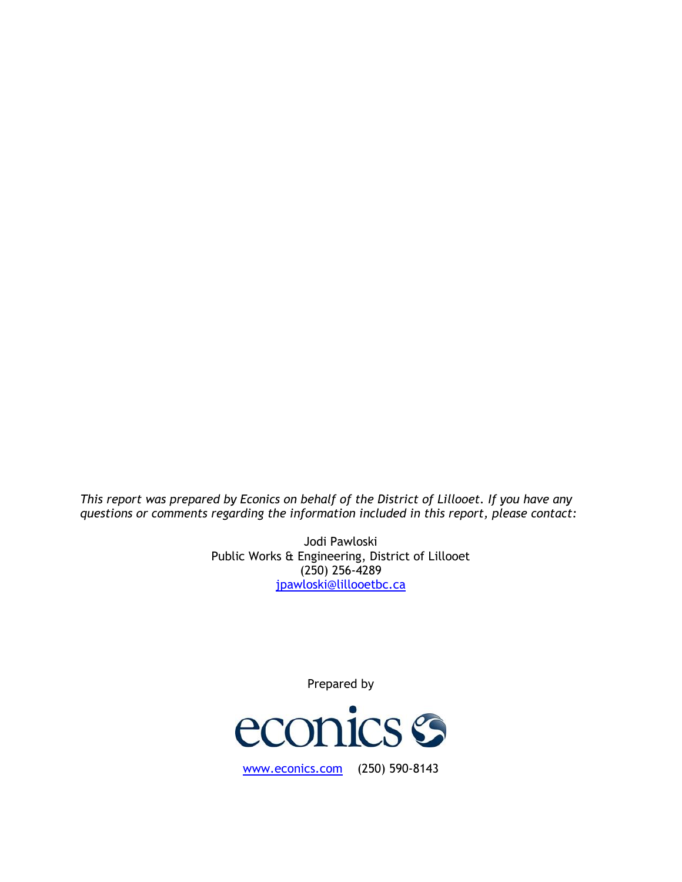*This report was prepared by Econics on behalf of the District of Lillooet. If you have any questions or comments regarding the information included in this report, please contact:*

Jodi Pawloski
Public Works & Engineering, District of Lillooet
(250) 256-4289
jpawloski@lillooetbc.ca

Prepared by

econics

www.econics.com (250) 590-8143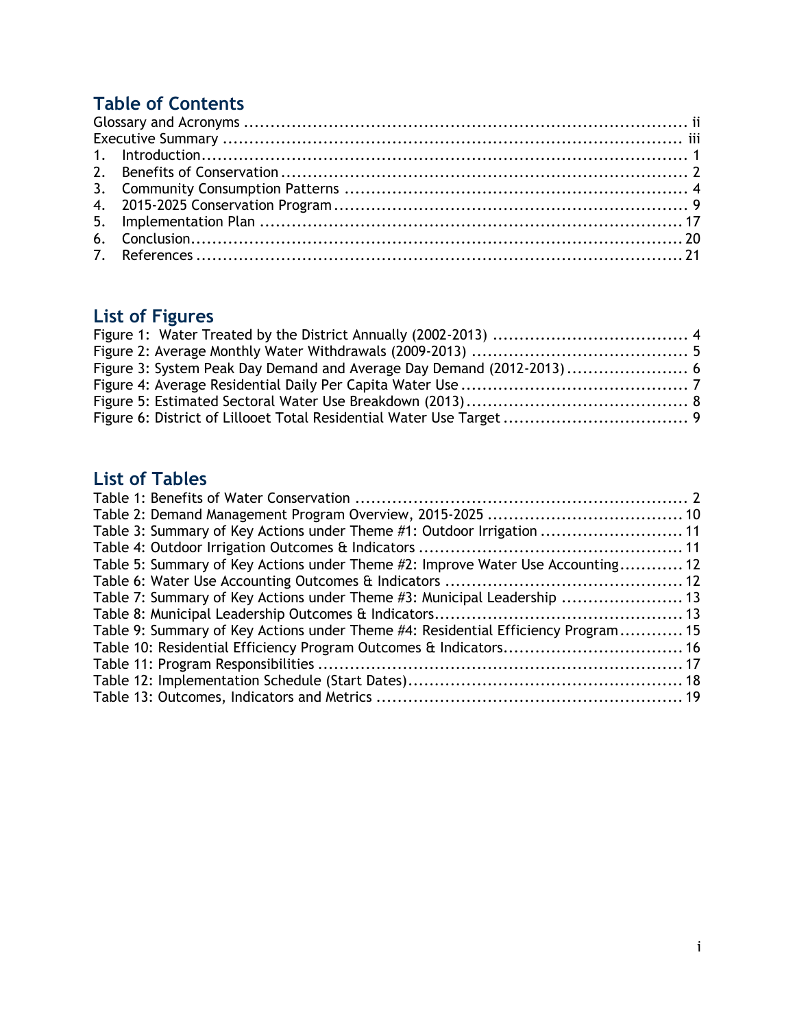## Table of Contents

Glossary and Acronyms ........................................................................ ii
Executive Summary ............................................................................ iii
1. Introduction ....................................................................................... 1
2. Benefits of Conservation .................................................................... 2
3. Community Consumption Patterns ..................................................... 4
4. 2015-2025 Conservation Program ....................................................... 9
5. Implementation Plan ........................................................................ 17
6. Conclusion ........................................................................................ 20
7. References ....................................................................................... 21

## List of Figures

Figure 1: Water Treated by the District Annually (2002-2013) ..................................... 4
Figure 2: Average Monthly Water Withdrawals (2009-2013) ......................................... 5
Figure 3: System Peak Day Demand and Average Day Demand (2012-2013) ....................... 6
Figure 4: Average Residential Daily Per Capita Water Use ............................................ 7
Figure 5: Estimated Sectoral Water Use Breakdown (2013) ........................................... 8
Figure 6: District of Lillooet Total Residential Water Use Target .................................. 9

## List of Tables

Table 1: Benefits of Water Conservation ................................................................ 2
Table 2: Demand Management Program Overview, 2015-2025 ..................................... 10
Table 3: Summary of Key Actions under Theme #1: Outdoor Irrigation ........................... 11
Table 4: Outdoor Irrigation Outcomes & Indicators .................................................. 11
Table 5: Summary of Key Actions under Theme #2: Improve Water Use Accounting ............ 12
Table 6: Water Use Accounting Outcomes & Indicators ............................................. 12
Table 7: Summary of Key Actions under Theme #3: Municipal Leadership ....................... 13
Table 8: Municipal Leadership Outcomes & Indicators ............................................... 13
Table 9: Summary of Key Actions under Theme #4: Residential Efficiency Program ............ 15
Table 10: Residential Efficiency Program Outcomes & Indicators .................................. 16
Table 11: Program Responsibilities .................................................................... 17
Table 12: Implementation Schedule (Start Dates) .................................................... 18
Table 13: Outcomes, Indicators and Metrics .......................................................... 19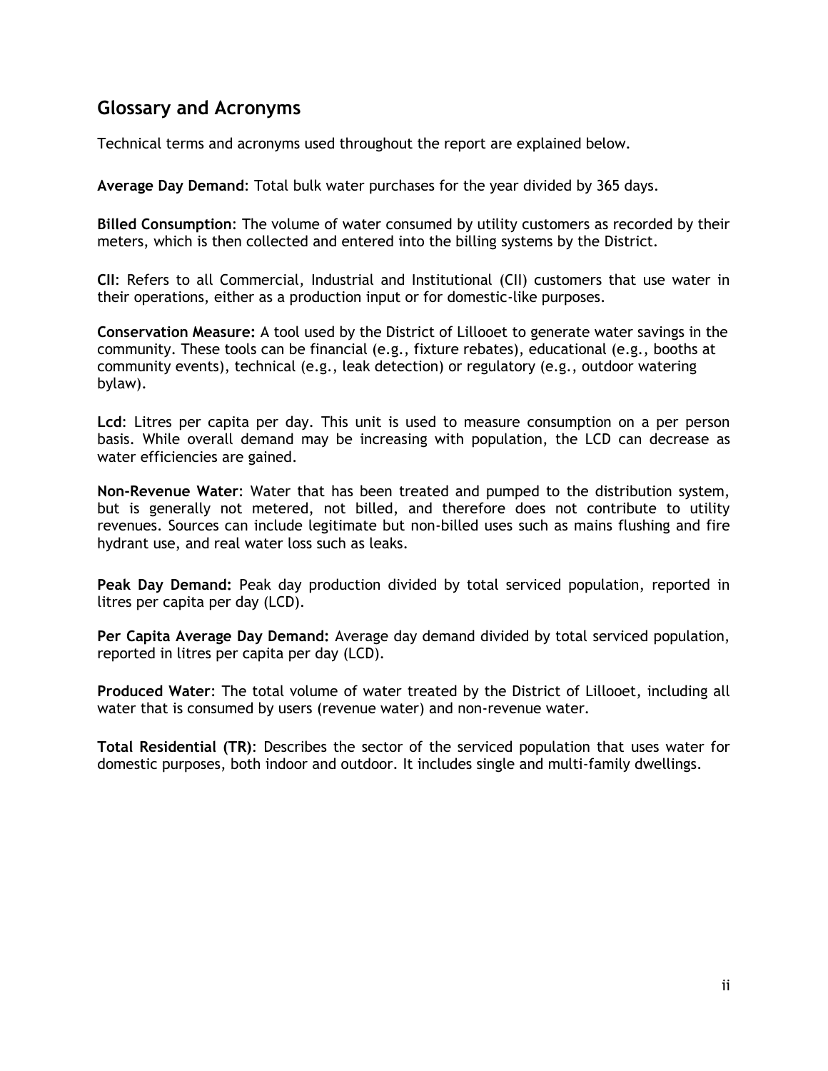## Glossary and Acronyms

Technical terms and acronyms used throughout the report are explained below.

**Average Day Demand**: Total bulk water purchases for the year divided by 365 days.

**Billed Consumption**: The volume of water consumed by utility customers as recorded by their meters, which is then collected and entered into the billing systems by the District.

**CII**: Refers to all Commercial, Industrial and Institutional (CII) customers that use water in their operations, either as a production input or for domestic-like purposes.

**Conservation Measure:** A tool used by the District of Lillooet to generate water savings in the community. These tools can be financial (e.g., fixture rebates), educational (e.g., booths at community events), technical (e.g., leak detection) or regulatory (e.g., outdoor watering bylaw).

**Lcd**: Litres per capita per day. This unit is used to measure consumption on a per person basis. While overall demand may be increasing with population, the LCD can decrease as water efficiencies are gained.

**Non-Revenue Water**: Water that has been treated and pumped to the distribution system, but is generally not metered, not billed, and therefore does not contribute to utility revenues. Sources can include legitimate but non-billed uses such as mains flushing and fire hydrant use, and real water loss such as leaks.

**Peak Day Demand:** Peak day production divided by total serviced population, reported in litres per capita per day (LCD).

**Per Capita Average Day Demand:** Average day demand divided by total serviced population, reported in litres per capita per day (LCD).

**Produced Water**: The total volume of water treated by the District of Lillooet, including all water that is consumed by users (revenue water) and non-revenue water.

**Total Residential (TR)**: Describes the sector of the serviced population that uses water for domestic purposes, both indoor and outdoor. It includes single and multi-family dwellings.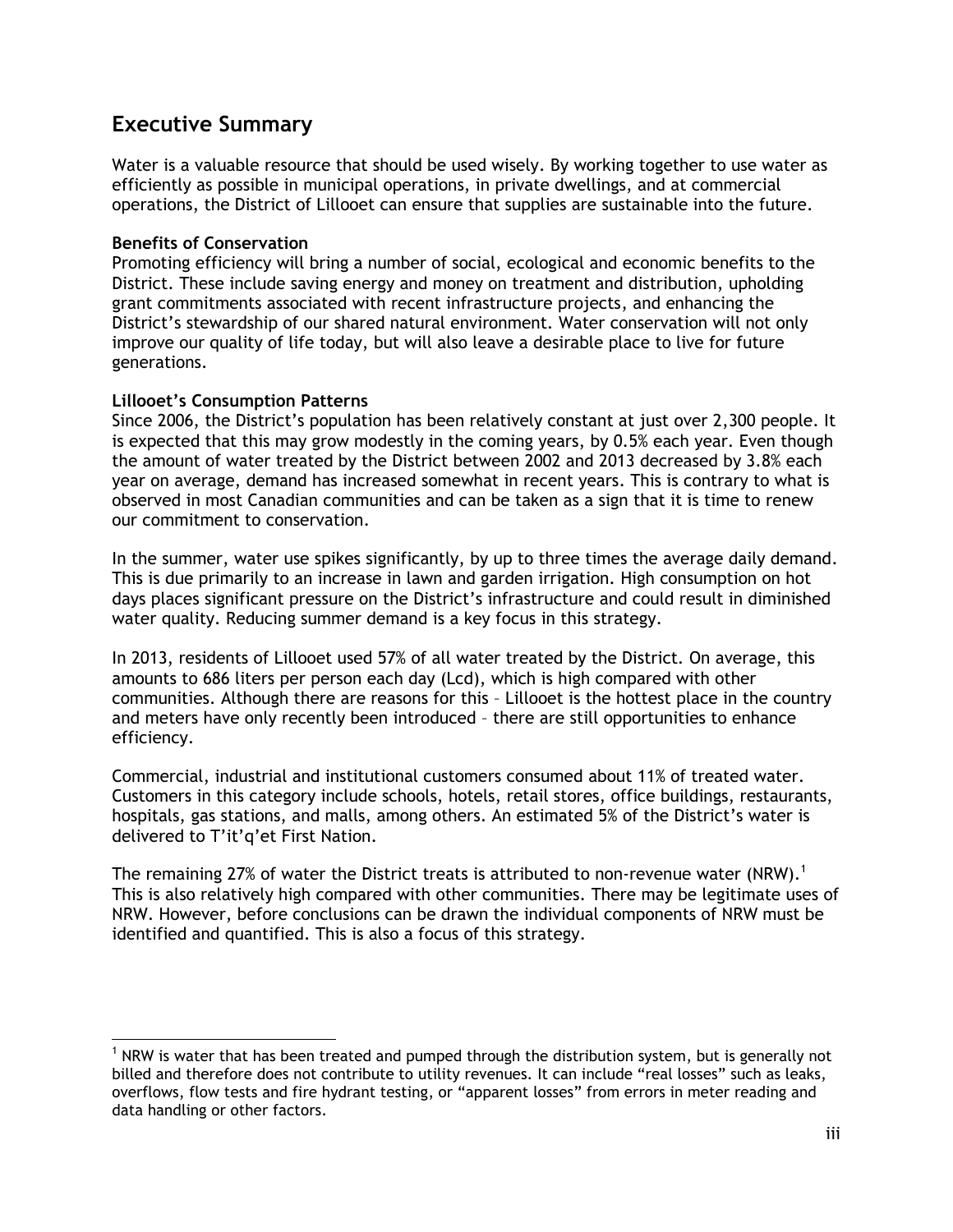## Executive Summary

Water is a valuable resource that should be used wisely. By working together to use water as efficiently as possible in municipal operations, in private dwellings, and at commercial operations, the District of Lillooet can ensure that supplies are sustainable into the future.

**Benefits of Conservation**

Promoting efficiency will bring a number of social, ecological and economic benefits to the District. These include saving energy and money on treatment and distribution, upholding grant commitments associated with recent infrastructure projects, and enhancing the District's stewardship of our shared natural environment. Water conservation will not only improve our quality of life today, but will also leave a desirable place to live for future generations.

**Lillooet's Consumption Patterns**

Since 2006, the District's population has been relatively constant at just over 2,300 people. It is expected that this may grow modestly in the coming years, by 0.5% each year. Even though the amount of water treated by the District between 2002 and 2013 decreased by 3.8% each year on average, demand has increased somewhat in recent years. This is contrary to what is observed in most Canadian communities and can be taken as a sign that it is time to renew our commitment to conservation.

In the summer, water use spikes significantly, by up to three times the average daily demand. This is due primarily to an increase in lawn and garden irrigation. High consumption on hot days places significant pressure on the District's infrastructure and could result in diminished water quality. Reducing summer demand is a key focus in this strategy.

In 2013, residents of Lillooet used 57% of all water treated by the District. On average, this amounts to 686 liters per person each day (Lcd), which is high compared with other communities. Although there are reasons for this – Lillooet is the hottest place in the country and meters have only recently been introduced – there are still opportunities to enhance efficiency.

Commercial, industrial and institutional customers consumed about 11% of treated water. Customers in this category include schools, hotels, retail stores, office buildings, restaurants, hospitals, gas stations, and malls, among others. An estimated 5% of the District's water is delivered to T'it'q'et First Nation.

The remaining 27% of water the District treats is attributed to non-revenue water (NRW).[1] This is also relatively high compared with other communities. There may be legitimate uses of NRW. However, before conclusions can be drawn the individual components of NRW must be identified and quantified. This is also a focus of this strategy.

[1] NRW is water that has been treated and pumped through the distribution system, but is generally not billed and therefore does not contribute to utility revenues. It can include "real losses" such as leaks, overflows, flow tests and fire hydrant testing, or "apparent losses" from errors in meter reading and data handling or other factors.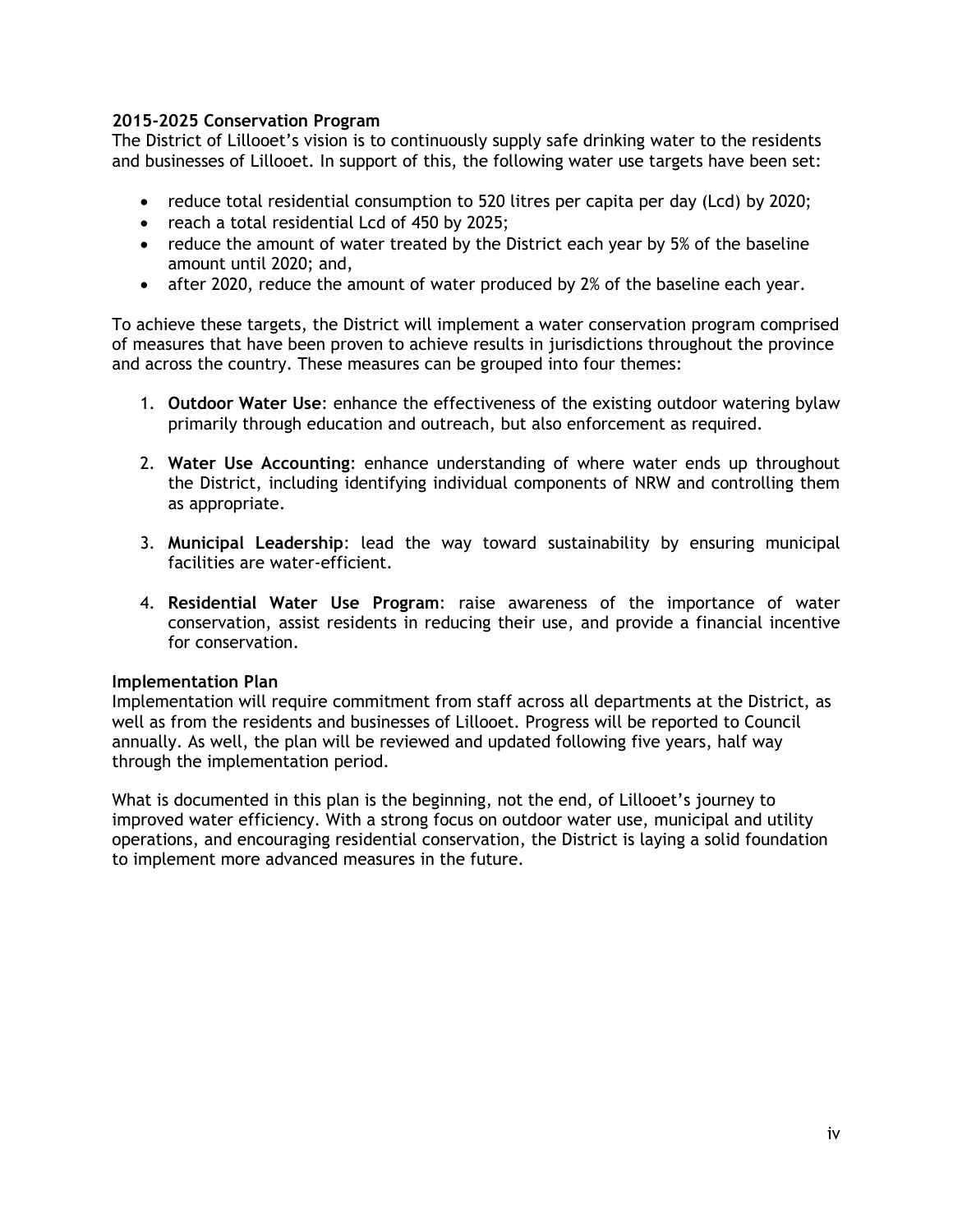**2015-2025 Conservation Program**

The District of Lillooet's vision is to continuously supply safe drinking water to the residents and businesses of Lillooet. In support of this, the following water use targets have been set:

- reduce total residential consumption to 520 litres per capita per day (Lcd) by 2020;
- reach a total residential Lcd of 450 by 2025;
- reduce the amount of water treated by the District each year by 5% of the baseline amount until 2020; and,
- after 2020, reduce the amount of water produced by 2% of the baseline each year.

To achieve these targets, the District will implement a water conservation program comprised of measures that have been proven to achieve results in jurisdictions throughout the province and across the country. These measures can be grouped into four themes:

1. **Outdoor Water Use**: enhance the effectiveness of the existing outdoor watering bylaw primarily through education and outreach, but also enforcement as required.

2. **Water Use Accounting**: enhance understanding of where water ends up throughout the District, including identifying individual components of NRW and controlling them as appropriate.

3. **Municipal Leadership**: lead the way toward sustainability by ensuring municipal facilities are water-efficient.

4. **Residential Water Use Program**: raise awareness of the importance of water conservation, assist residents in reducing their use, and provide a financial incentive for conservation.

**Implementation Plan**

Implementation will require commitment from staff across all departments at the District, as well as from the residents and businesses of Lillooet. Progress will be reported to Council annually. As well, the plan will be reviewed and updated following five years, half way through the implementation period.

What is documented in this plan is the beginning, not the end, of Lillooet's journey to improved water efficiency. With a strong focus on outdoor water use, municipal and utility operations, and encouraging residential conservation, the District is laying a solid foundation to implement more advanced measures in the future.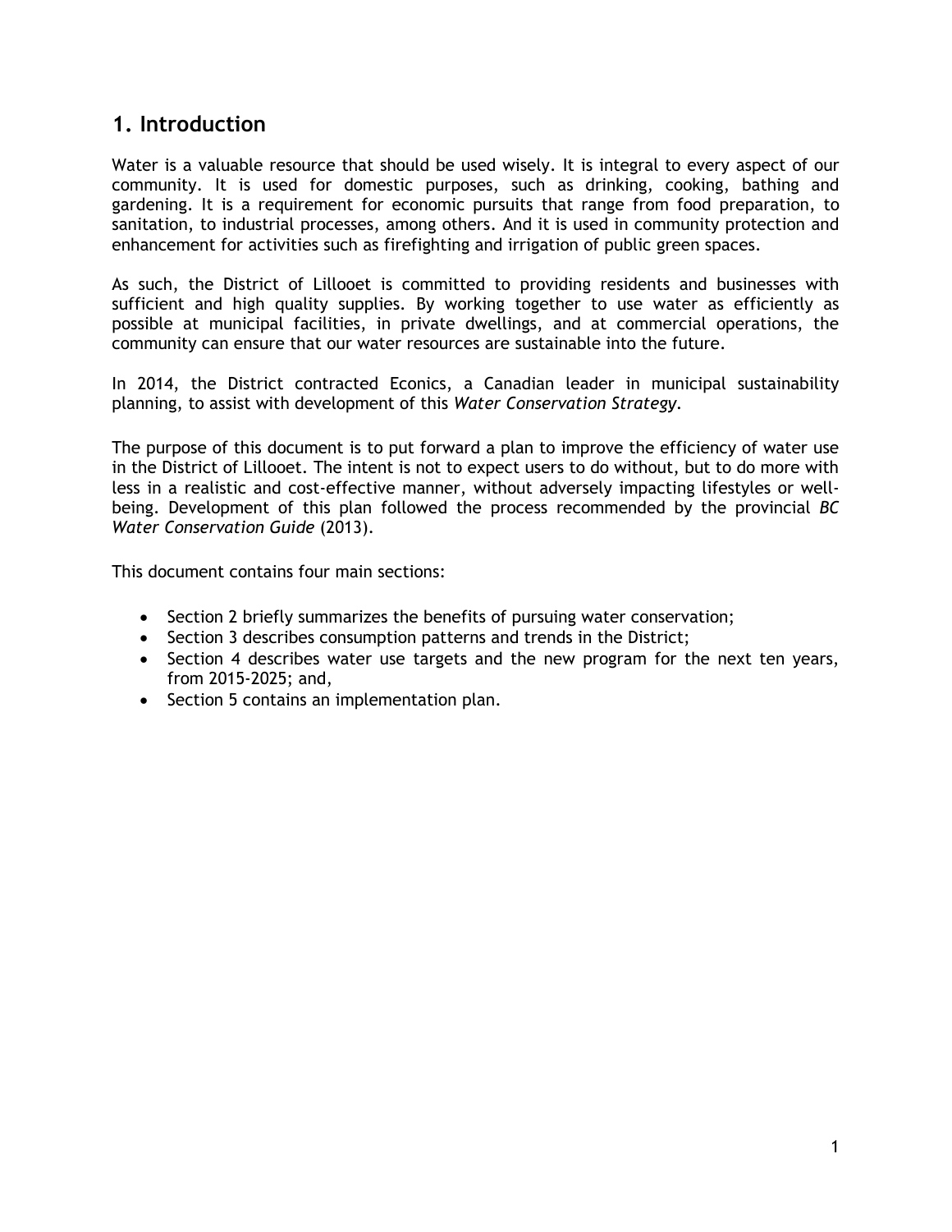## 1. Introduction

Water is a valuable resource that should be used wisely. It is integral to every aspect of our community. It is used for domestic purposes, such as drinking, cooking, bathing and gardening. It is a requirement for economic pursuits that range from food preparation, to sanitation, to industrial processes, among others. And it is used in community protection and enhancement for activities such as firefighting and irrigation of public green spaces.

As such, the District of Lillooet is committed to providing residents and businesses with sufficient and high quality supplies. By working together to use water as efficiently as possible at municipal facilities, in private dwellings, and at commercial operations, the community can ensure that our water resources are sustainable into the future.

In 2014, the District contracted Econics, a Canadian leader in municipal sustainability planning, to assist with development of this *Water Conservation Strategy*.

The purpose of this document is to put forward a plan to improve the efficiency of water use in the District of Lillooet. The intent is not to expect users to do without, but to do more with less in a realistic and cost-effective manner, without adversely impacting lifestyles or well-being. Development of this plan followed the process recommended by the provincial *BC Water Conservation Guide* (2013).

This document contains four main sections:

- Section 2 briefly summarizes the benefits of pursuing water conservation;
- Section 3 describes consumption patterns and trends in the District;
- Section 4 describes water use targets and the new program for the next ten years, from 2015-2025; and,
- Section 5 contains an implementation plan.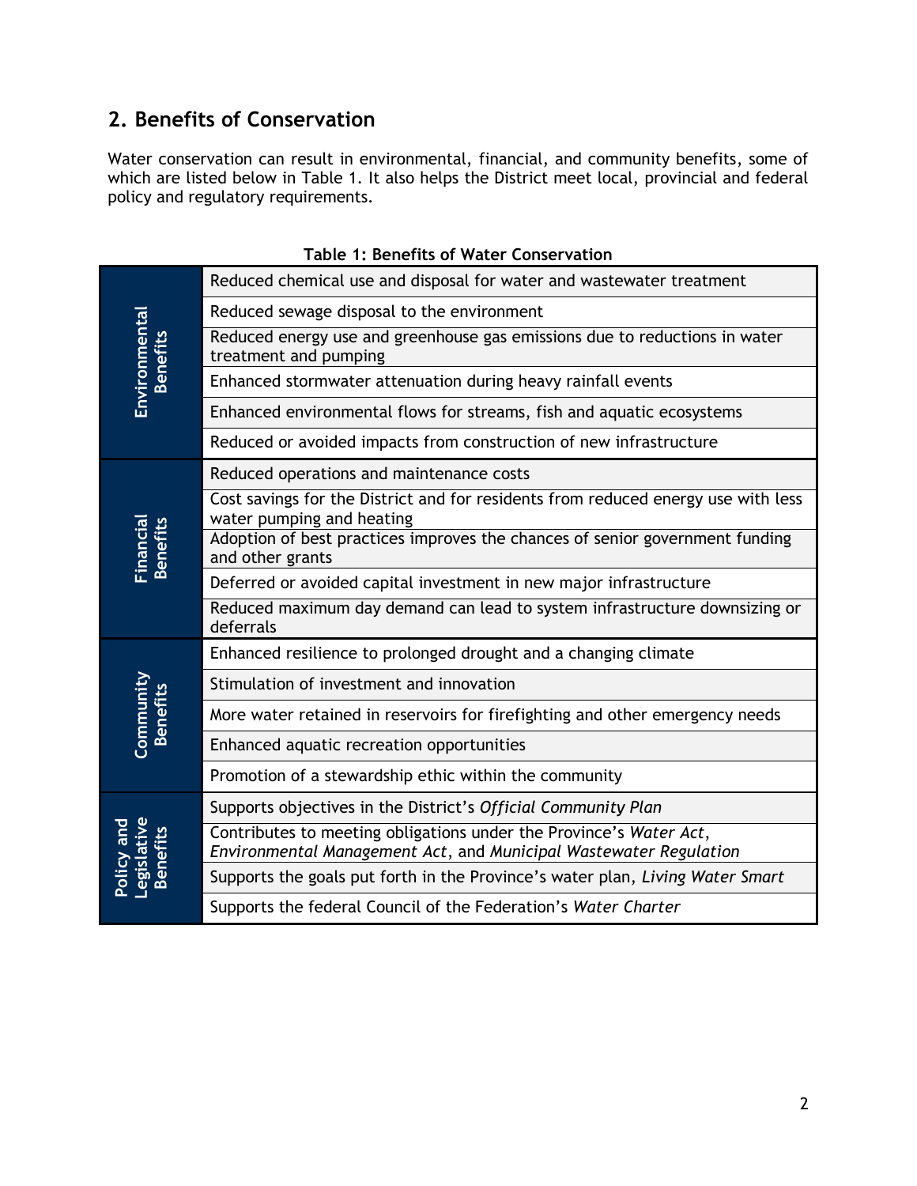## 2. Benefits of Conservation

Water conservation can result in environmental, financial, and community benefits, some of which are listed below in Table 1. It also helps the District meet local, provincial and federal policy and regulatory requirements.

**Table 1: Benefits of Water Conservation**

| Category | Benefit |
|---|---|
| Environmental Benefits | Reduced chemical use and disposal for water and wastewater treatment |
| | Reduced sewage disposal to the environment |
| | Reduced energy use and greenhouse gas emissions due to reductions in water treatment and pumping |
| | Enhanced stormwater attenuation during heavy rainfall events |
| | Enhanced environmental flows for streams, fish and aquatic ecosystems |
| | Reduced or avoided impacts from construction of new infrastructure |
| Financial Benefits | Reduced operations and maintenance costs |
| | Cost savings for the District and for residents from reduced energy use with less water pumping and heating |
| | Adoption of best practices improves the chances of senior government funding and other grants |
| | Deferred or avoided capital investment in new major infrastructure |
| | Reduced maximum day demand can lead to system infrastructure downsizing or deferrals |
| Community Benefits | Enhanced resilience to prolonged drought and a changing climate |
| | Stimulation of investment and innovation |
| | More water retained in reservoirs for firefighting and other emergency needs |
| | Enhanced aquatic recreation opportunities |
| | Promotion of a stewardship ethic within the community |
| Policy and Legislative Benefits | Supports objectives in the District's *Official Community Plan* |
| | Contributes to meeting obligations under the Province's *Water Act*, *Environmental Management Act*, and *Municipal Wastewater Regulation* |
| | Supports the goals put forth in the Province's water plan, *Living Water Smart* |
| | Supports the federal Council of the Federation's *Water Charter* |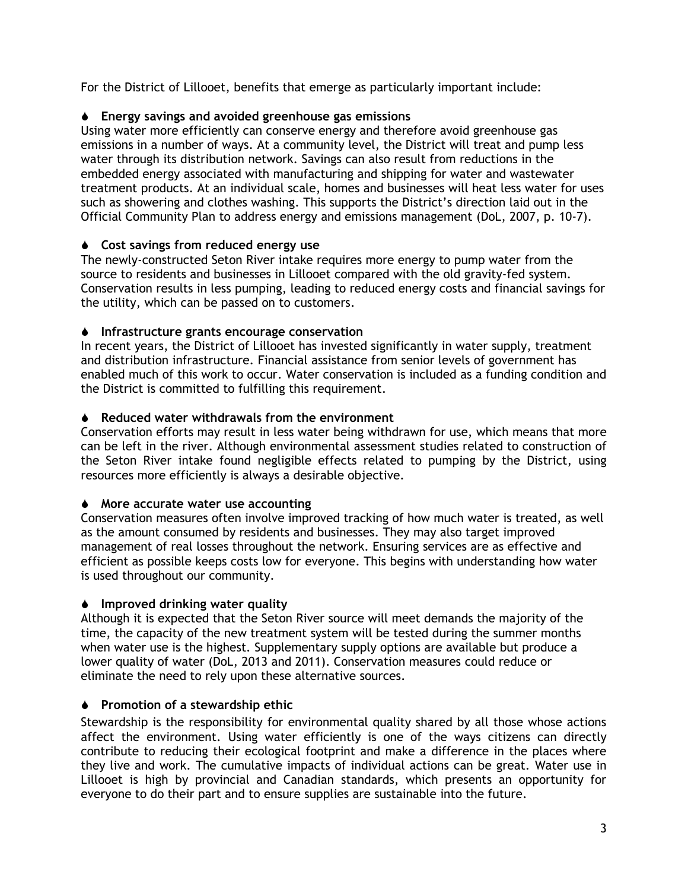For the District of Lillooet, benefits that emerge as particularly important include:

- **Energy savings and avoided greenhouse gas emissions**
  Using water more efficiently can conserve energy and therefore avoid greenhouse gas emissions in a number of ways. At a community level, the District will treat and pump less water through its distribution network. Savings can also result from reductions in the embedded energy associated with manufacturing and shipping for water and wastewater treatment products. At an individual scale, homes and businesses will heat less water for uses such as showering and clothes washing. This supports the District's direction laid out in the Official Community Plan to address energy and emissions management (DoL, 2007, p. 10-7).

- **Cost savings from reduced energy use**
  The newly-constructed Seton River intake requires more energy to pump water from the source to residents and businesses in Lillooet compared with the old gravity-fed system. Conservation results in less pumping, leading to reduced energy costs and financial savings for the utility, which can be passed on to customers.

- **Infrastructure grants encourage conservation**
  In recent years, the District of Lillooet has invested significantly in water supply, treatment and distribution infrastructure. Financial assistance from senior levels of government has enabled much of this work to occur. Water conservation is included as a funding condition and the District is committed to fulfilling this requirement.

- **Reduced water withdrawals from the environment**
  Conservation efforts may result in less water being withdrawn for use, which means that more can be left in the river. Although environmental assessment studies related to construction of the Seton River intake found negligible effects related to pumping by the District, using resources more efficiently is always a desirable objective.

- **More accurate water use accounting**
  Conservation measures often involve improved tracking of how much water is treated, as well as the amount consumed by residents and businesses. They may also target improved management of real losses throughout the network. Ensuring services are as effective and efficient as possible keeps costs low for everyone. This begins with understanding how water is used throughout our community.

- **Improved drinking water quality**
  Although it is expected that the Seton River source will meet demands the majority of the time, the capacity of the new treatment system will be tested during the summer months when water use is the highest. Supplementary supply options are available but produce a lower quality of water (DoL, 2013 and 2011). Conservation measures could reduce or eliminate the need to rely upon these alternative sources.

- **Promotion of a stewardship ethic**
  Stewardship is the responsibility for environmental quality shared by all those whose actions affect the environment. Using water efficiently is one of the ways citizens can directly contribute to reducing their ecological footprint and make a difference in the places where they live and work. The cumulative impacts of individual actions can be great. Water use in Lillooet is high by provincial and Canadian standards, which presents an opportunity for everyone to do their part and to ensure supplies are sustainable into the future.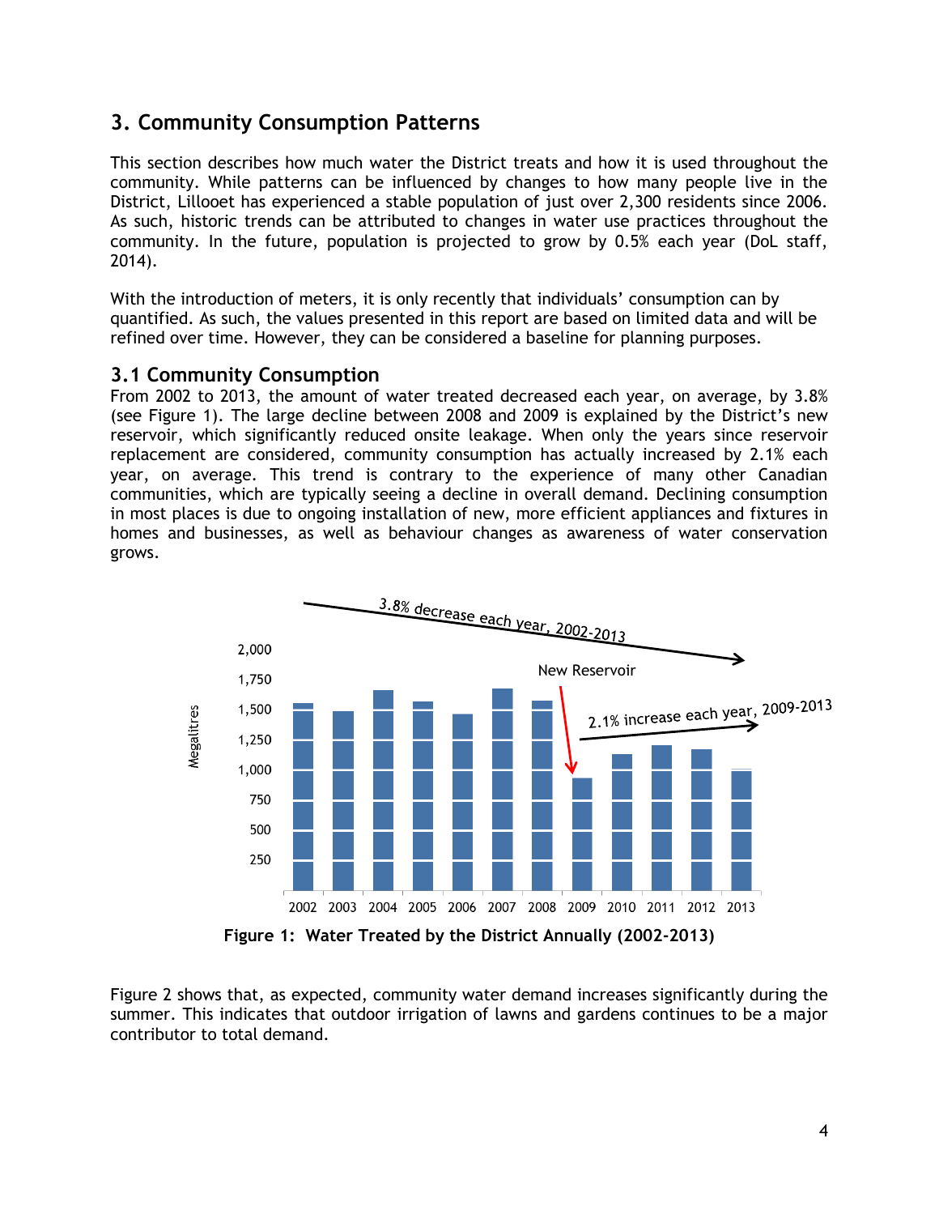## 3. Community Consumption Patterns

This section describes how much water the District treats and how it is used throughout the community. While patterns can be influenced by changes to how many people live in the District, Lillooet has experienced a stable population of just over 2,300 residents since 2006. As such, historic trends can be attributed to changes in water use practices throughout the community. In the future, population is projected to grow by 0.5% each year (DoL staff, 2014).

With the introduction of meters, it is only recently that individuals' consumption can by quantified. As such, the values presented in this report are based on limited data and will be refined over time. However, they can be considered a baseline for planning purposes.

### 3.1 Community Consumption

From 2002 to 2013, the amount of water treated decreased each year, on average, by 3.8% (see Figure 1). The large decline between 2008 and 2009 is explained by the District's new reservoir, which significantly reduced onsite leakage. When only the years since reservoir replacement are considered, community consumption has actually increased by 2.1% each year, on average. This trend is contrary to the experience of many other Canadian communities, which are typically seeing a decline in overall demand. Declining consumption in most places is due to ongoing installation of new, more efficient appliances and fixtures in homes and businesses, as well as behaviour changes as awareness of water conservation grows.

**Figure 1: Water Treated by the District Annually (2002-2013)**

Figure 2 shows that, as expected, community water demand increases significantly during the summer. This indicates that outdoor irrigation of lawns and gardens continues to be a major contributor to total demand.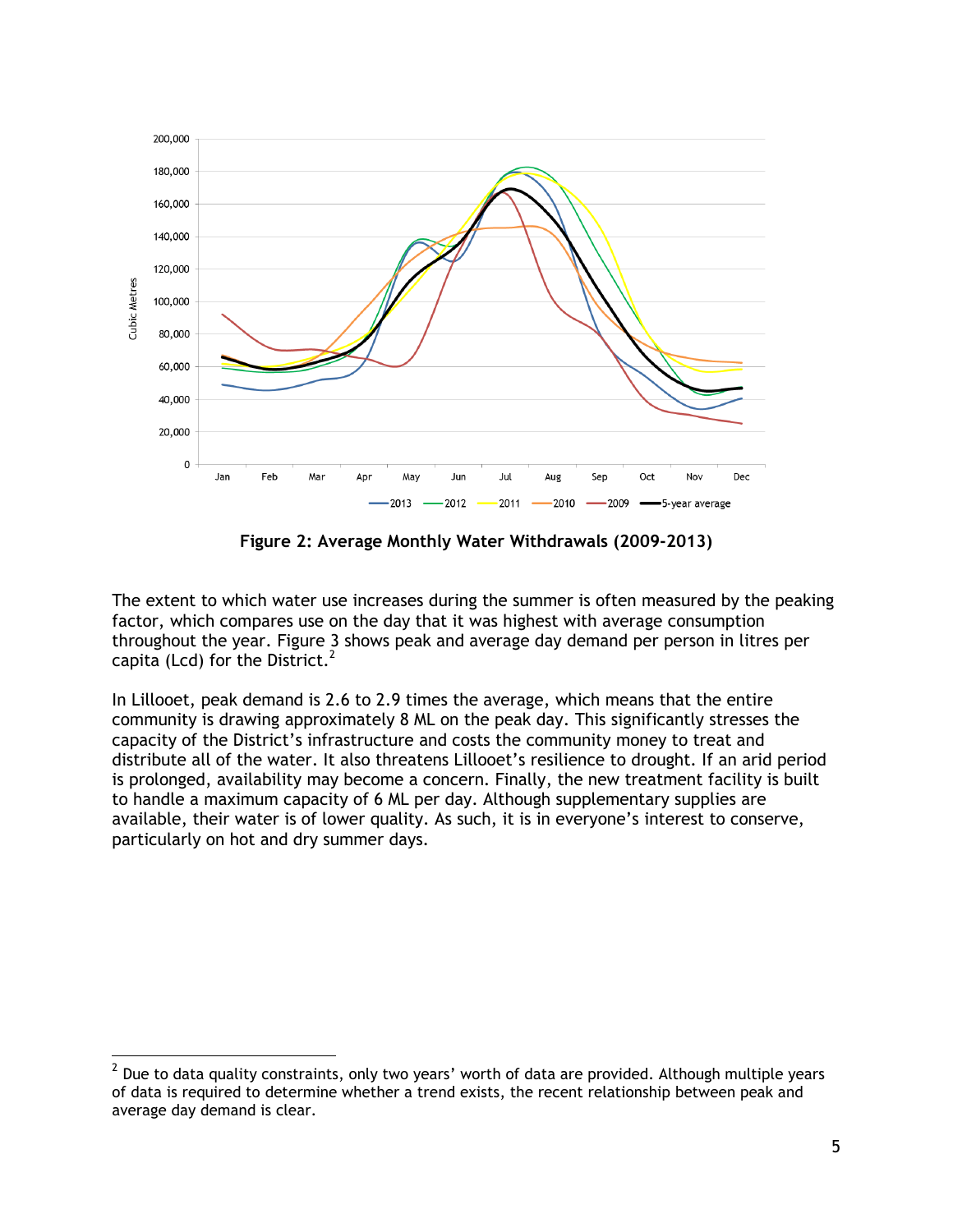**Figure 2: Average Monthly Water Withdrawals (2009-2013)**

The extent to which water use increases during the summer is often measured by the peaking factor, which compares use on the day that it was highest with average consumption throughout the year. Figure 3 shows peak and average day demand per person in litres per capita (Lcd) for the District.[2]

In Lillooet, peak demand is 2.6 to 2.9 times the average, which means that the entire community is drawing approximately 8 ML on the peak day. This significantly stresses the capacity of the District's infrastructure and costs the community money to treat and distribute all of the water. It also threatens Lillooet's resilience to drought. If an arid period is prolonged, availability may become a concern. Finally, the new treatment facility is built to handle a maximum capacity of 6 ML per day. Although supplementary supplies are available, their water is of lower quality. As such, it is in everyone's interest to conserve, particularly on hot and dry summer days.

[2] Due to data quality constraints, only two years' worth of data are provided. Although multiple years of data is required to determine whether a trend exists, the recent relationship between peak and average day demand is clear.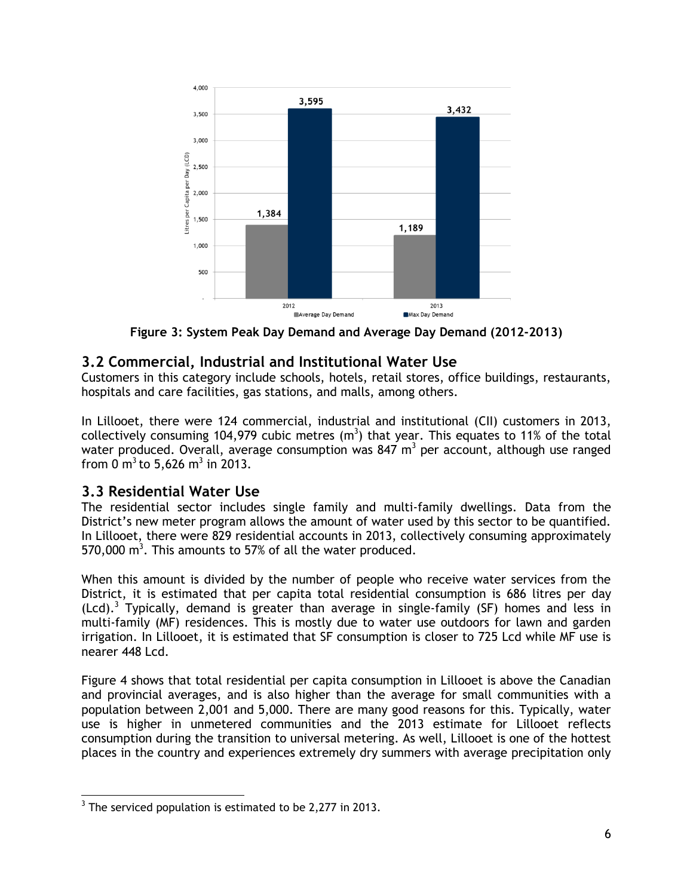Figure 3: System Peak Day Demand and Average Day Demand (2012-2013)

## 3.2 Commercial, Industrial and Institutional Water Use

Customers in this category include schools, hotels, retail stores, office buildings, restaurants, hospitals and care facilities, gas stations, and malls, among others.

In Lillooet, there were 124 commercial, industrial and institutional (CII) customers in 2013, collectively consuming 104,979 cubic metres ($m^3$) that year. This equates to 11% of the total water produced. Overall, average consumption was 847 $m^3$ per account, although use ranged from 0 $m^3$ to 5,626 $m^3$ in 2013.

## 3.3 Residential Water Use

The residential sector includes single family and multi-family dwellings. Data from the District's new meter program allows the amount of water used by this sector to be quantified. In Lillooet, there were 829 residential accounts in 2013, collectively consuming approximately 570,000 $m^3$. This amounts to 57% of all the water produced.

When this amount is divided by the number of people who receive water services from the District, it is estimated that per capita total residential consumption is 686 litres per day (Lcd).[3] Typically, demand is greater than average in single-family (SF) homes and less in multi-family (MF) residences. This is mostly due to water use outdoors for lawn and garden irrigation. In Lillooet, it is estimated that SF consumption is closer to 725 Lcd while MF use is nearer 448 Lcd.

Figure 4 shows that total residential per capita consumption in Lillooet is above the Canadian and provincial averages, and is also higher than the average for small communities with a population between 2,001 and 5,000. There are many good reasons for this. Typically, water use is higher in unmetered communities and the 2013 estimate for Lillooet reflects consumption during the transition to universal metering. As well, Lillooet is one of the hottest places in the country and experiences extremely dry summers with average precipitation only

[3] The serviced population is estimated to be 2,277 in 2013.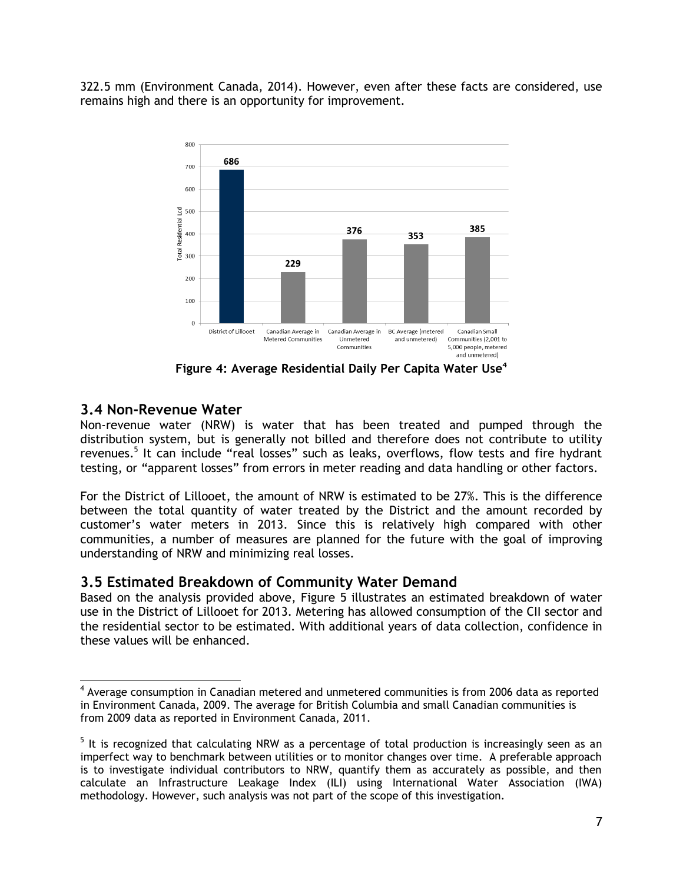322.5 mm (Environment Canada, 2014). However, even after these facts are considered, use remains high and there is an opportunity for improvement.

Figure 4: Average Residential Daily Per Capita Water Use[4]

## 3.4 Non-Revenue Water

Non-revenue water (NRW) is water that has been treated and pumped through the distribution system, but is generally not billed and therefore does not contribute to utility revenues.[5] It can include "real losses" such as leaks, overflows, flow tests and fire hydrant testing, or "apparent losses" from errors in meter reading and data handling or other factors.

For the District of Lillooet, the amount of NRW is estimated to be 27%. This is the difference between the total quantity of water treated by the District and the amount recorded by customer's water meters in 2013. Since this is relatively high compared with other communities, a number of measures are planned for the future with the goal of improving understanding of NRW and minimizing real losses.

## 3.5 Estimated Breakdown of Community Water Demand

Based on the analysis provided above, Figure 5 illustrates an estimated breakdown of water use in the District of Lillooet for 2013. Metering has allowed consumption of the CII sector and the residential sector to be estimated. With additional years of data collection, confidence in these values will be enhanced.

---

[4] Average consumption in Canadian metered and unmetered communities is from 2006 data as reported in Environment Canada, 2009. The average for British Columbia and small Canadian communities is from 2009 data as reported in Environment Canada, 2011.

[5] It is recognized that calculating NRW as a percentage of total production is increasingly seen as an imperfect way to benchmark between utilities or to monitor changes over time. A preferable approach is to investigate individual contributors to NRW, quantify them as accurately as possible, and then calculate an Infrastructure Leakage Index (ILI) using International Water Association (IWA) methodology. However, such analysis was not part of the scope of this investigation.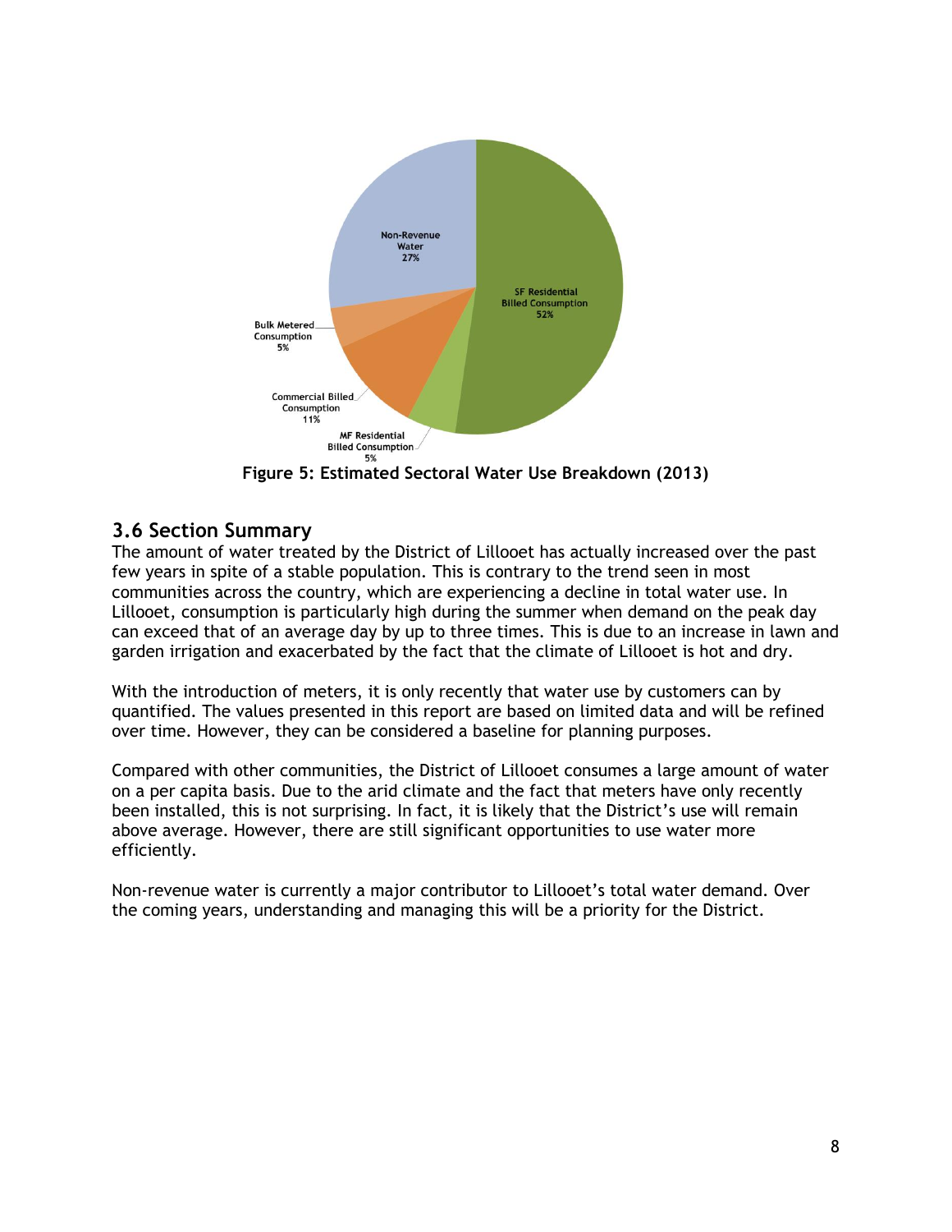Figure 5: Estimated Sectoral Water Use Breakdown (2013)

## 3.6 Section Summary

The amount of water treated by the District of Lillooet has actually increased over the past few years in spite of a stable population. This is contrary to the trend seen in most communities across the country, which are experiencing a decline in total water use. In Lillooet, consumption is particularly high during the summer when demand on the peak day can exceed that of an average day by up to three times. This is due to an increase in lawn and garden irrigation and exacerbated by the fact that the climate of Lillooet is hot and dry.

With the introduction of meters, it is only recently that water use by customers can by quantified. The values presented in this report are based on limited data and will be refined over time. However, they can be considered a baseline for planning purposes.

Compared with other communities, the District of Lillooet consumes a large amount of water on a per capita basis. Due to the arid climate and the fact that meters have only recently been installed, this is not surprising. In fact, it is likely that the District's use will remain above average. However, there are still significant opportunities to use water more efficiently.

Non-revenue water is currently a major contributor to Lillooet's total water demand. Over the coming years, understanding and managing this will be a priority for the District.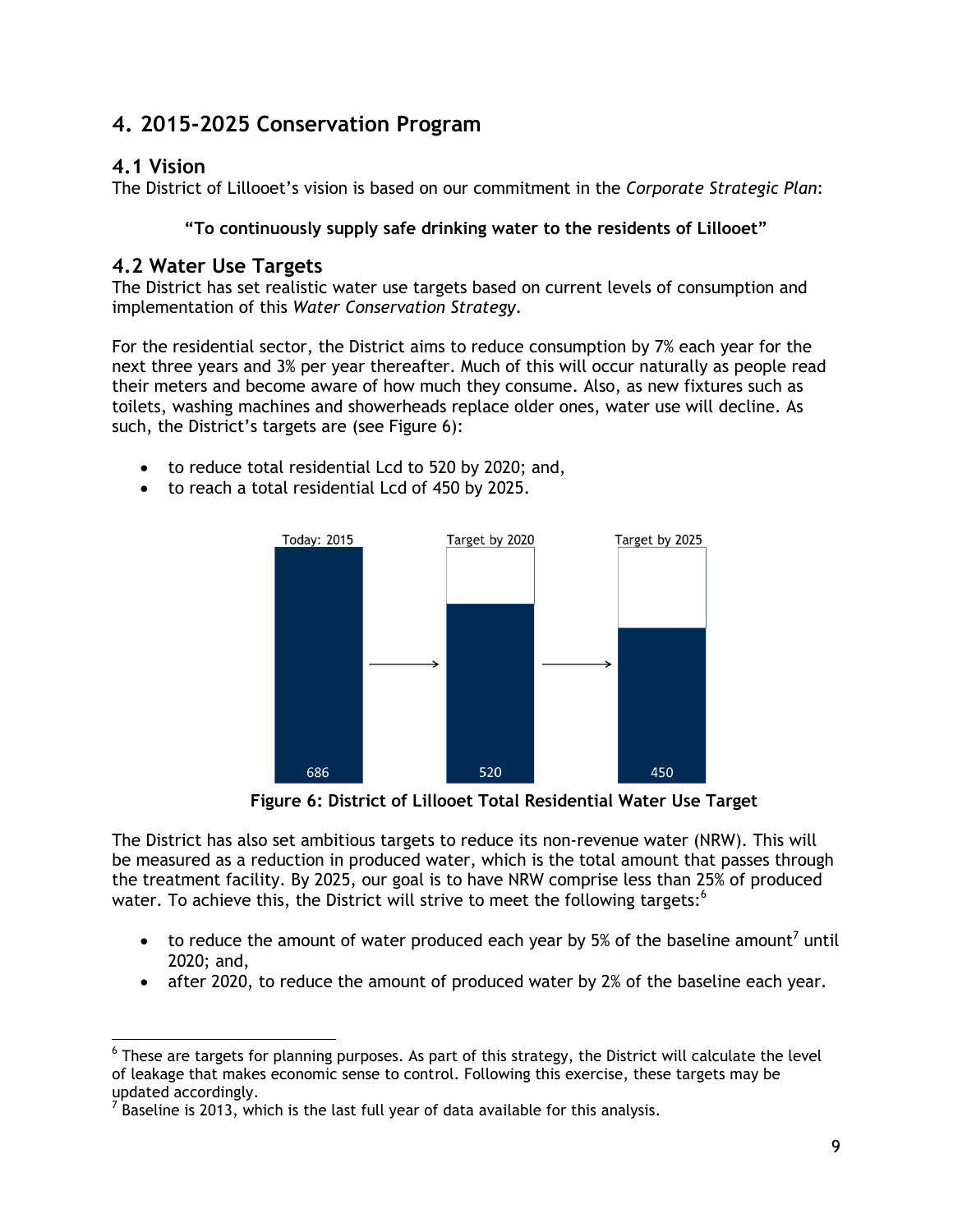# 4. 2015-2025 Conservation Program

## 4.1 Vision

The District of Lillooet's vision is based on our commitment in the *Corporate Strategic Plan*:

**"To continuously supply safe drinking water to the residents of Lillooet"**

## 4.2 Water Use Targets

The District has set realistic water use targets based on current levels of consumption and implementation of this *Water Conservation Strategy*.

For the residential sector, the District aims to reduce consumption by 7% each year for the next three years and 3% per year thereafter. Much of this will occur naturally as people read their meters and become aware of how much they consume. Also, as new fixtures such as toilets, washing machines and showerheads replace older ones, water use will decline. As such, the District's targets are (see Figure 6):

- to reduce total residential Lcd to 520 by 2020; and,
- to reach a total residential Lcd of 450 by 2025.

| Today: 2015 | Target by 2020 | Target by 2025 |
| --- | --- | --- |
| 686 | 520 | 450 |

**Figure 6: District of Lillooet Total Residential Water Use Target**

The District has also set ambitious targets to reduce its non-revenue water (NRW). This will be measured as a reduction in produced water, which is the total amount that passes through the treatment facility. By 2025, our goal is to have NRW comprise less than 25% of produced water. To achieve this, the District will strive to meet the following targets:[6]

- to reduce the amount of water produced each year by 5% of the baseline amount[7] until 2020; and,
- after 2020, to reduce the amount of produced water by 2% of the baseline each year.

---

[6] These are targets for planning purposes. As part of this strategy, the District will calculate the level of leakage that makes economic sense to control. Following this exercise, these targets may be updated accordingly.

[7] Baseline is 2013, which is the last full year of data available for this analysis.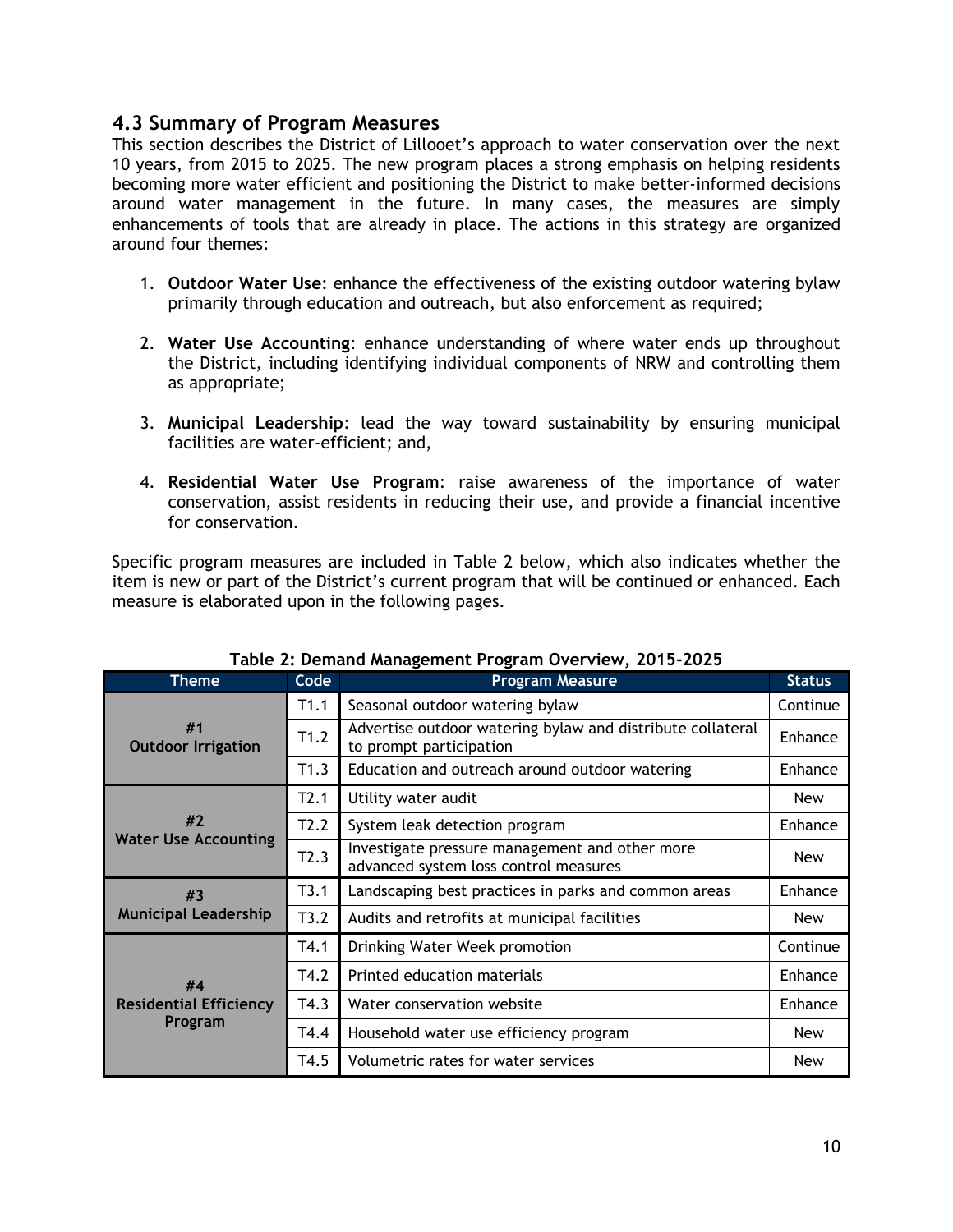## 4.3 Summary of Program Measures

This section describes the District of Lillooet's approach to water conservation over the next 10 years, from 2015 to 2025. The new program places a strong emphasis on helping residents becoming more water efficient and positioning the District to make better-informed decisions around water management in the future. In many cases, the measures are simply enhancements of tools that are already in place. The actions in this strategy are organized around four themes:

1. **Outdoor Water Use**: enhance the effectiveness of the existing outdoor watering bylaw primarily through education and outreach, but also enforcement as required;

2. **Water Use Accounting**: enhance understanding of where water ends up throughout the District, including identifying individual components of NRW and controlling them as appropriate;

3. **Municipal Leadership**: lead the way toward sustainability by ensuring municipal facilities are water-efficient; and,

4. **Residential Water Use Program**: raise awareness of the importance of water conservation, assist residents in reducing their use, and provide a financial incentive for conservation.

Specific program measures are included in Table 2 below, which also indicates whether the item is new or part of the District's current program that will be continued or enhanced. Each measure is elaborated upon in the following pages.

**Table 2: Demand Management Program Overview, 2015-2025**

| Theme | Code | Program Measure | Status |
|---|---|---|---|
| #1 Outdoor Irrigation | T1.1 | Seasonal outdoor watering bylaw | Continue |
| | T1.2 | Advertise outdoor watering bylaw and distribute collateral to prompt participation | Enhance |
| | T1.3 | Education and outreach around outdoor watering | Enhance |
| #2 Water Use Accounting | T2.1 | Utility water audit | New |
| | T2.2 | System leak detection program | Enhance |
| | T2.3 | Investigate pressure management and other more advanced system loss control measures | New |
| #3 Municipal Leadership | T3.1 | Landscaping best practices in parks and common areas | Enhance |
| | T3.2 | Audits and retrofits at municipal facilities | New |
| #4 Residential Efficiency Program | T4.1 | Drinking Water Week promotion | Continue |
| | T4.2 | Printed education materials | Enhance |
| | T4.3 | Water conservation website | Enhance |
| | T4.4 | Household water use efficiency program | New |
| | T4.5 | Volumetric rates for water services | New |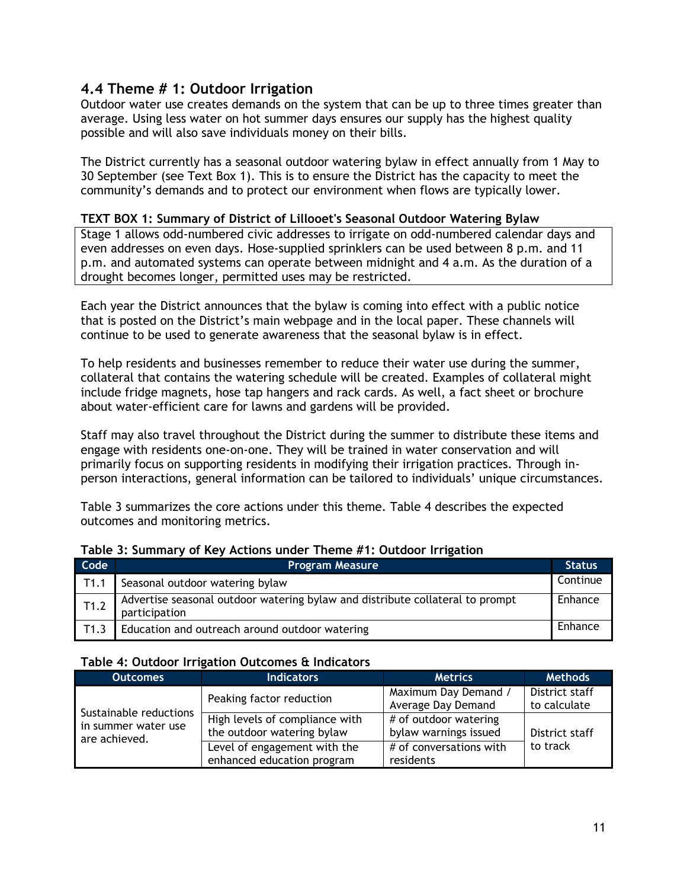## 4.4 Theme # 1: Outdoor Irrigation

Outdoor water use creates demands on the system that can be up to three times greater than average. Using less water on hot summer days ensures our supply has the highest quality possible and will also save individuals money on their bills.

The District currently has a seasonal outdoor watering bylaw in effect annually from 1 May to 30 September (see Text Box 1). This is to ensure the District has the capacity to meet the community's demands and to protect our environment when flows are typically lower.

**TEXT BOX 1: Summary of District of Lillooet's Seasonal Outdoor Watering Bylaw**

Stage 1 allows odd-numbered civic addresses to irrigate on odd-numbered calendar days and even addresses on even days. Hose-supplied sprinklers can be used between 8 p.m. and 11 p.m. and automated systems can operate between midnight and 4 a.m. As the duration of a drought becomes longer, permitted uses may be restricted.

Each year the District announces that the bylaw is coming into effect with a public notice that is posted on the District's main webpage and in the local paper. These channels will continue to be used to generate awareness that the seasonal bylaw is in effect.

To help residents and businesses remember to reduce their water use during the summer, collateral that contains the watering schedule will be created. Examples of collateral might include fridge magnets, hose tap hangers and rack cards. As well, a fact sheet or brochure about water-efficient care for lawns and gardens will be provided.

Staff may also travel throughout the District during the summer to distribute these items and engage with residents one-on-one. They will be trained in water conservation and will primarily focus on supporting residents in modifying their irrigation practices. Through in-person interactions, general information can be tailored to individuals' unique circumstances.

Table 3 summarizes the core actions under this theme. Table 4 describes the expected outcomes and monitoring metrics.

**Table 3: Summary of Key Actions under Theme #1: Outdoor Irrigation**

| Code | Program Measure | Status |
|---|---|---|
| T1.1 | Seasonal outdoor watering bylaw | Continue |
| T1.2 | Advertise seasonal outdoor watering bylaw and distribute collateral to prompt participation | Enhance |
| T1.3 | Education and outreach around outdoor watering | Enhance |

**Table 4: Outdoor Irrigation Outcomes & Indicators**

| Outcomes | Indicators | Metrics | Methods |
|---|---|---|---|
| Sustainable reductions in summer water use are achieved. | Peaking factor reduction | Maximum Day Demand / Average Day Demand | District staff to calculate |
| | High levels of compliance with the outdoor watering bylaw | # of outdoor watering bylaw warnings issued | District staff to track |
| | Level of engagement with the enhanced education program | # of conversations with residents | |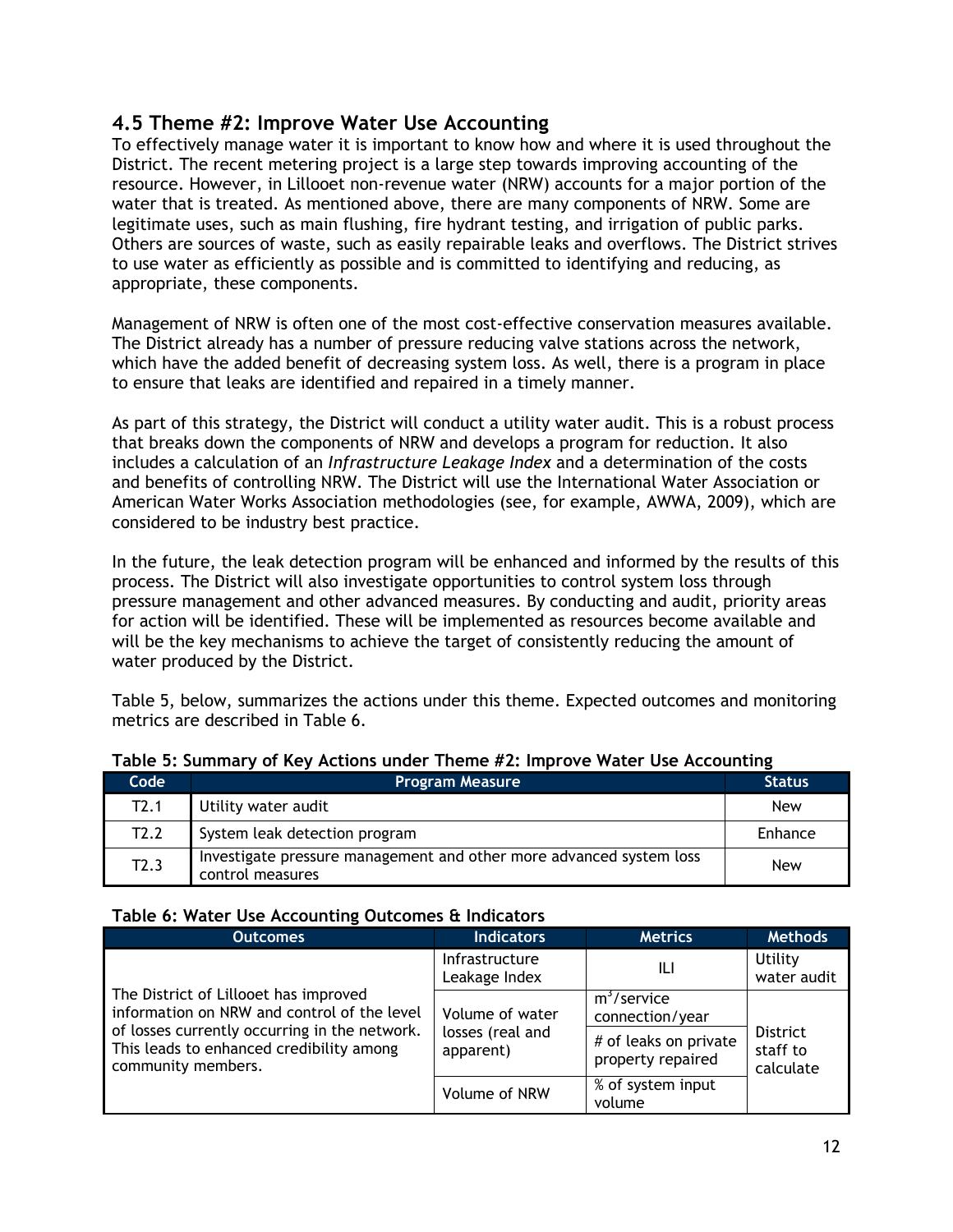## 4.5 Theme #2: Improve Water Use Accounting

To effectively manage water it is important to know how and where it is used throughout the District. The recent metering project is a large step towards improving accounting of the resource. However, in Lillooet non-revenue water (NRW) accounts for a major portion of the water that is treated. As mentioned above, there are many components of NRW. Some are legitimate uses, such as main flushing, fire hydrant testing, and irrigation of public parks. Others are sources of waste, such as easily repairable leaks and overflows. The District strives to use water as efficiently as possible and is committed to identifying and reducing, as appropriate, these components.

Management of NRW is often one of the most cost-effective conservation measures available. The District already has a number of pressure reducing valve stations across the network, which have the added benefit of decreasing system loss. As well, there is a program in place to ensure that leaks are identified and repaired in a timely manner.

As part of this strategy, the District will conduct a utility water audit. This is a robust process that breaks down the components of NRW and develops a program for reduction. It also includes a calculation of an *Infrastructure Leakage Index* and a determination of the costs and benefits of controlling NRW. The District will use the International Water Association or American Water Works Association methodologies (see, for example, AWWA, 2009), which are considered to be industry best practice.

In the future, the leak detection program will be enhanced and informed by the results of this process. The District will also investigate opportunities to control system loss through pressure management and other advanced measures. By conducting and audit, priority areas for action will be identified. These will be implemented as resources become available and will be the key mechanisms to achieve the target of consistently reducing the amount of water produced by the District.

Table 5, below, summarizes the actions under this theme. Expected outcomes and monitoring metrics are described in Table 6.

**Table 5: Summary of Key Actions under Theme #2: Improve Water Use Accounting**

| Code | Program Measure | Status |
|---|---|---|
| T2.1 | Utility water audit | New |
| T2.2 | System leak detection program | Enhance |
| T2.3 | Investigate pressure management and other more advanced system loss control measures | New |

**Table 6: Water Use Accounting Outcomes & Indicators**

| Outcomes | Indicators | Metrics | Methods |
|---|---|---|---|
| The District of Lillooet has improved information on NRW and control of the level of losses currently occurring in the network. This leads to enhanced credibility among community members. | Infrastructure Leakage Index | ILI | Utility water audit |
| | Volume of water losses (real and apparent) | $m^3$/service connection/year | District staff to calculate |
| | | # of leaks on private property repaired | |
| | Volume of NRW | % of system input volume | |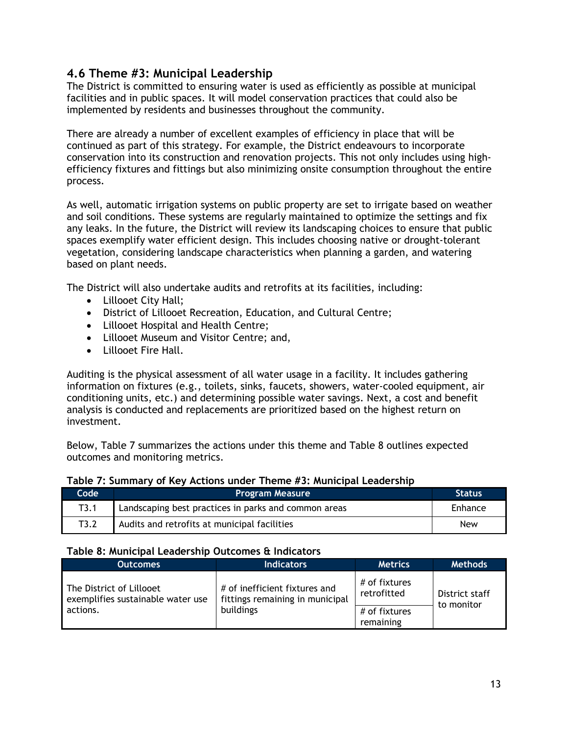## 4.6 Theme #3: Municipal Leadership

The District is committed to ensuring water is used as efficiently as possible at municipal facilities and in public spaces. It will model conservation practices that could also be implemented by residents and businesses throughout the community.

There are already a number of excellent examples of efficiency in place that will be continued as part of this strategy. For example, the District endeavours to incorporate conservation into its construction and renovation projects. This not only includes using high-efficiency fixtures and fittings but also minimizing onsite consumption throughout the entire process.

As well, automatic irrigation systems on public property are set to irrigate based on weather and soil conditions. These systems are regularly maintained to optimize the settings and fix any leaks. In the future, the District will review its landscaping choices to ensure that public spaces exemplify water efficient design. This includes choosing native or drought-tolerant vegetation, considering landscape characteristics when planning a garden, and watering based on plant needs.

The District will also undertake audits and retrofits at its facilities, including:

- Lillooet City Hall;
- District of Lillooet Recreation, Education, and Cultural Centre;
- Lillooet Hospital and Health Centre;
- Lillooet Museum and Visitor Centre; and,
- Lillooet Fire Hall.

Auditing is the physical assessment of all water usage in a facility. It includes gathering information on fixtures (e.g., toilets, sinks, faucets, showers, water-cooled equipment, air conditioning units, etc.) and determining possible water savings. Next, a cost and benefit analysis is conducted and replacements are prioritized based on the highest return on investment.

Below, Table 7 summarizes the actions under this theme and Table 8 outlines expected outcomes and monitoring metrics.

**Table 7: Summary of Key Actions under Theme #3: Municipal Leadership**

| Code | Program Measure | Status |
|---|---|---|
| T3.1 | Landscaping best practices in parks and common areas | Enhance |
| T3.2 | Audits and retrofits at municipal facilities | New |

**Table 8: Municipal Leadership Outcomes & Indicators**

| Outcomes | Indicators | Metrics | Methods |
|---|---|---|---|
| The District of Lillooet exemplifies sustainable water use actions. | # of inefficient fixtures and fittings remaining in municipal buildings | # of fixtures retrofitted | District staff to monitor |
| | | # of fixtures remaining | |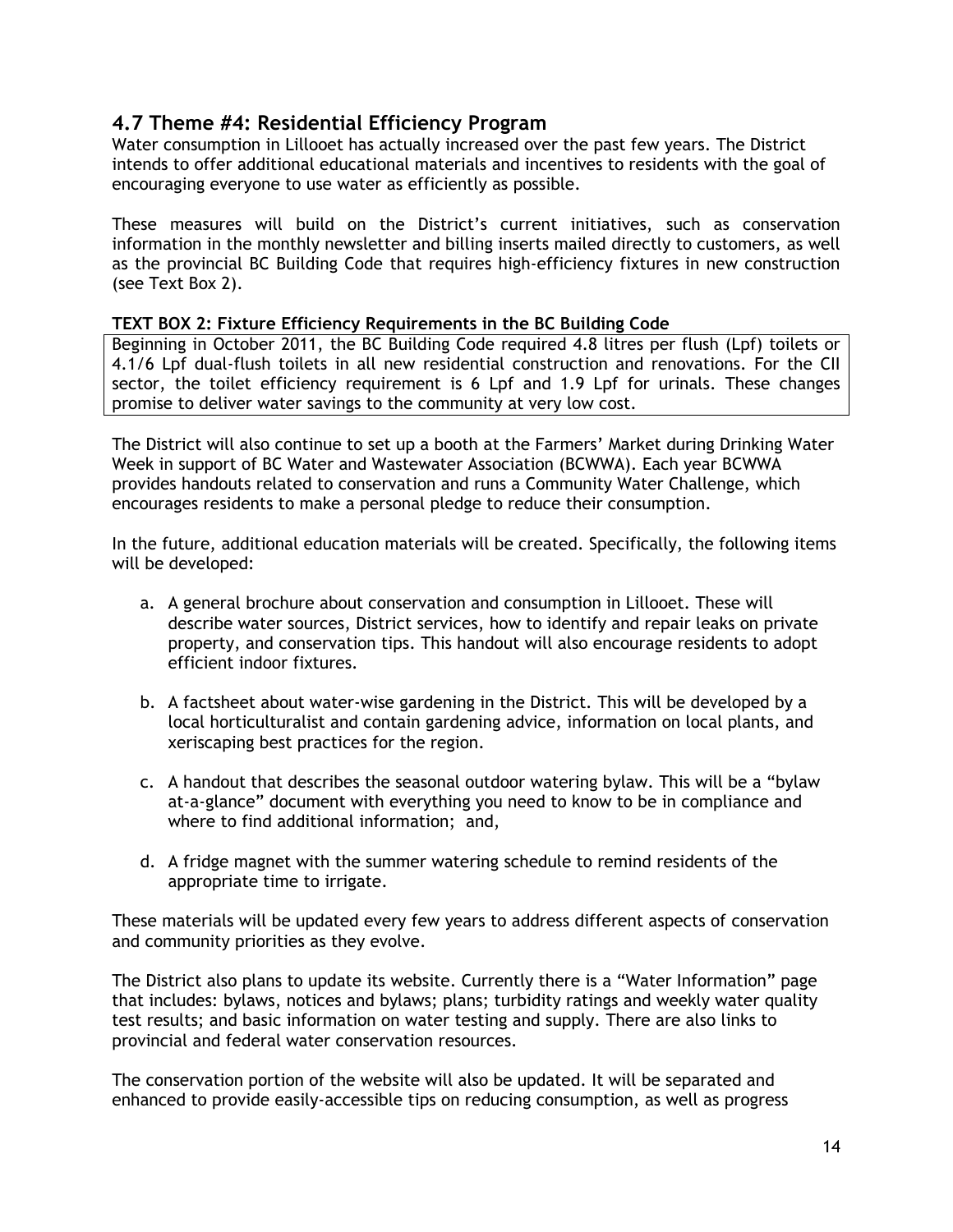## 4.7 Theme #4: Residential Efficiency Program

Water consumption in Lillooet has actually increased over the past few years. The District intends to offer additional educational materials and incentives to residents with the goal of encouraging everyone to use water as efficiently as possible.

These measures will build on the District's current initiatives, such as conservation information in the monthly newsletter and billing inserts mailed directly to customers, as well as the provincial BC Building Code that requires high-efficiency fixtures in new construction (see Text Box 2).

**TEXT BOX 2: Fixture Efficiency Requirements in the BC Building Code**

Beginning in October 2011, the BC Building Code required 4.8 litres per flush (Lpf) toilets or 4.1/6 Lpf dual-flush toilets in all new residential construction and renovations. For the CII sector, the toilet efficiency requirement is 6 Lpf and 1.9 Lpf for urinals. These changes promise to deliver water savings to the community at very low cost.

The District will also continue to set up a booth at the Farmers' Market during Drinking Water Week in support of BC Water and Wastewater Association (BCWWA). Each year BCWWA provides handouts related to conservation and runs a Community Water Challenge, which encourages residents to make a personal pledge to reduce their consumption.

In the future, additional education materials will be created. Specifically, the following items will be developed:

a. A general brochure about conservation and consumption in Lillooet. These will describe water sources, District services, how to identify and repair leaks on private property, and conservation tips. This handout will also encourage residents to adopt efficient indoor fixtures.

b. A factsheet about water-wise gardening in the District. This will be developed by a local horticulturalist and contain gardening advice, information on local plants, and xeriscaping best practices for the region.

c. A handout that describes the seasonal outdoor watering bylaw. This will be a "bylaw at-a-glance" document with everything you need to know to be in compliance and where to find additional information; and,

d. A fridge magnet with the summer watering schedule to remind residents of the appropriate time to irrigate.

These materials will be updated every few years to address different aspects of conservation and community priorities as they evolve.

The District also plans to update its website. Currently there is a "Water Information" page that includes: bylaws, notices and bylaws; plans; turbidity ratings and weekly water quality test results; and basic information on water testing and supply. There are also links to provincial and federal water conservation resources.

The conservation portion of the website will also be updated. It will be separated and enhanced to provide easily-accessible tips on reducing consumption, as well as progress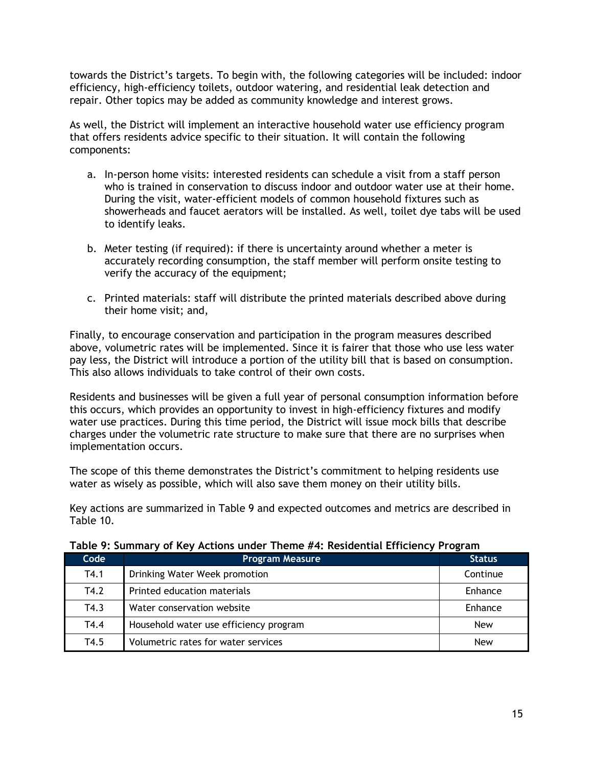towards the District's targets. To begin with, the following categories will be included: indoor efficiency, high-efficiency toilets, outdoor watering, and residential leak detection and repair. Other topics may be added as community knowledge and interest grows.

As well, the District will implement an interactive household water use efficiency program that offers residents advice specific to their situation. It will contain the following components:

a. In-person home visits: interested residents can schedule a visit from a staff person who is trained in conservation to discuss indoor and outdoor water use at their home. During the visit, water-efficient models of common household fixtures such as showerheads and faucet aerators will be installed. As well, toilet dye tabs will be used to identify leaks.

b. Meter testing (if required): if there is uncertainty around whether a meter is accurately recording consumption, the staff member will perform onsite testing to verify the accuracy of the equipment;

c. Printed materials: staff will distribute the printed materials described above during their home visit; and,

Finally, to encourage conservation and participation in the program measures described above, volumetric rates will be implemented. Since it is fairer that those who use less water pay less, the District will introduce a portion of the utility bill that is based on consumption. This also allows individuals to take control of their own costs.

Residents and businesses will be given a full year of personal consumption information before this occurs, which provides an opportunity to invest in high-efficiency fixtures and modify water use practices. During this time period, the District will issue mock bills that describe charges under the volumetric rate structure to make sure that there are no surprises when implementation occurs.

The scope of this theme demonstrates the District's commitment to helping residents use water as wisely as possible, which will also save them money on their utility bills.

Key actions are summarized in Table 9 and expected outcomes and metrics are described in Table 10.

**Table 9: Summary of Key Actions under Theme #4: Residential Efficiency Program**

| Code | Program Measure | Status |
|---|---|---|
| T4.1 | Drinking Water Week promotion | Continue |
| T4.2 | Printed education materials | Enhance |
| T4.3 | Water conservation website | Enhance |
| T4.4 | Household water use efficiency program | New |
| T4.5 | Volumetric rates for water services | New |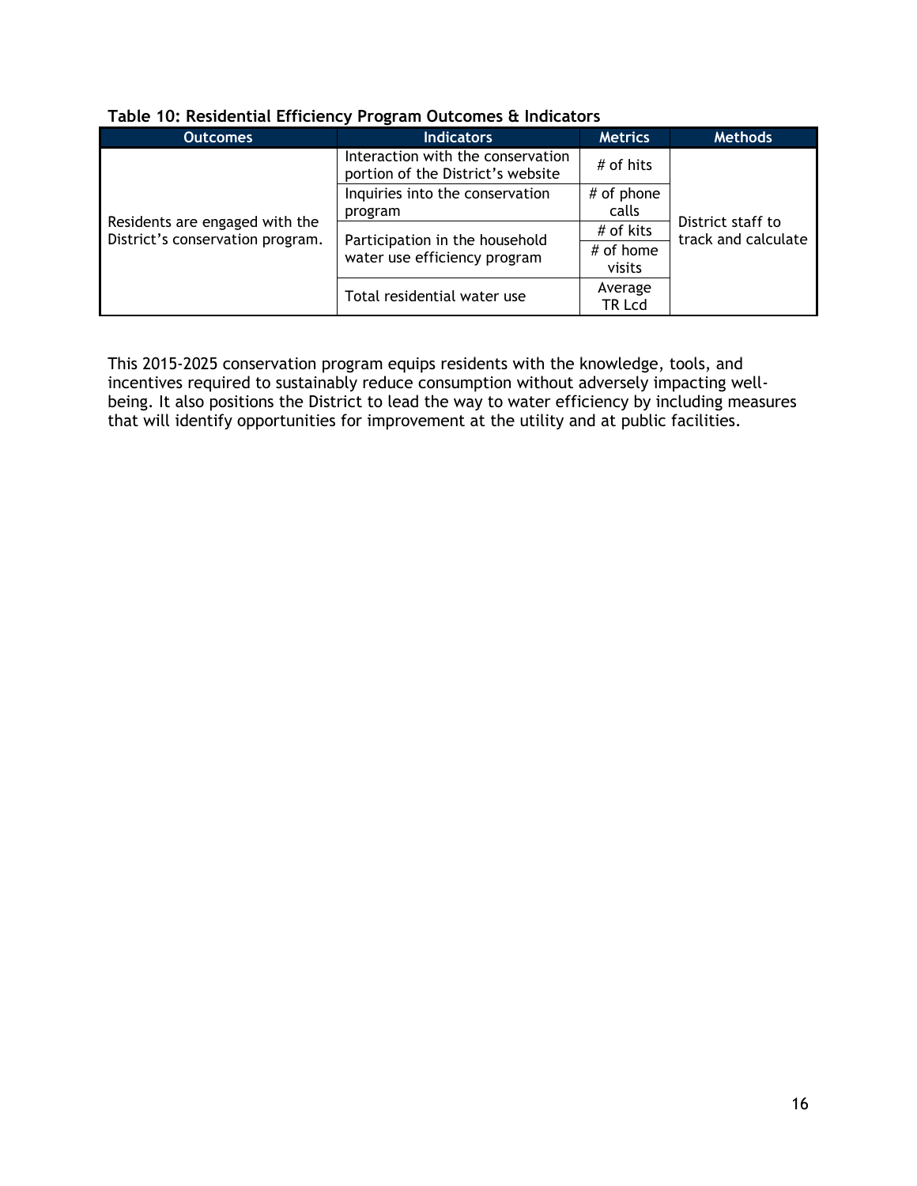**Table 10: Residential Efficiency Program Outcomes & Indicators**

| Outcomes | Indicators | Metrics | Methods |
|---|---|---|---|
| Residents are engaged with the District's conservation program. | Interaction with the conservation portion of the District's website | # of hits | District staff to track and calculate |
| | Inquiries into the conservation program | # of phone calls | |
| | Participation in the household water use efficiency program | # of kits | |
| | | # of home visits | |
| | Total residential water use | Average TR Lcd | |

This 2015-2025 conservation program equips residents with the knowledge, tools, and incentives required to sustainably reduce consumption without adversely impacting well-being. It also positions the District to lead the way to water efficiency by including measures that will identify opportunities for improvement at the utility and at public facilities.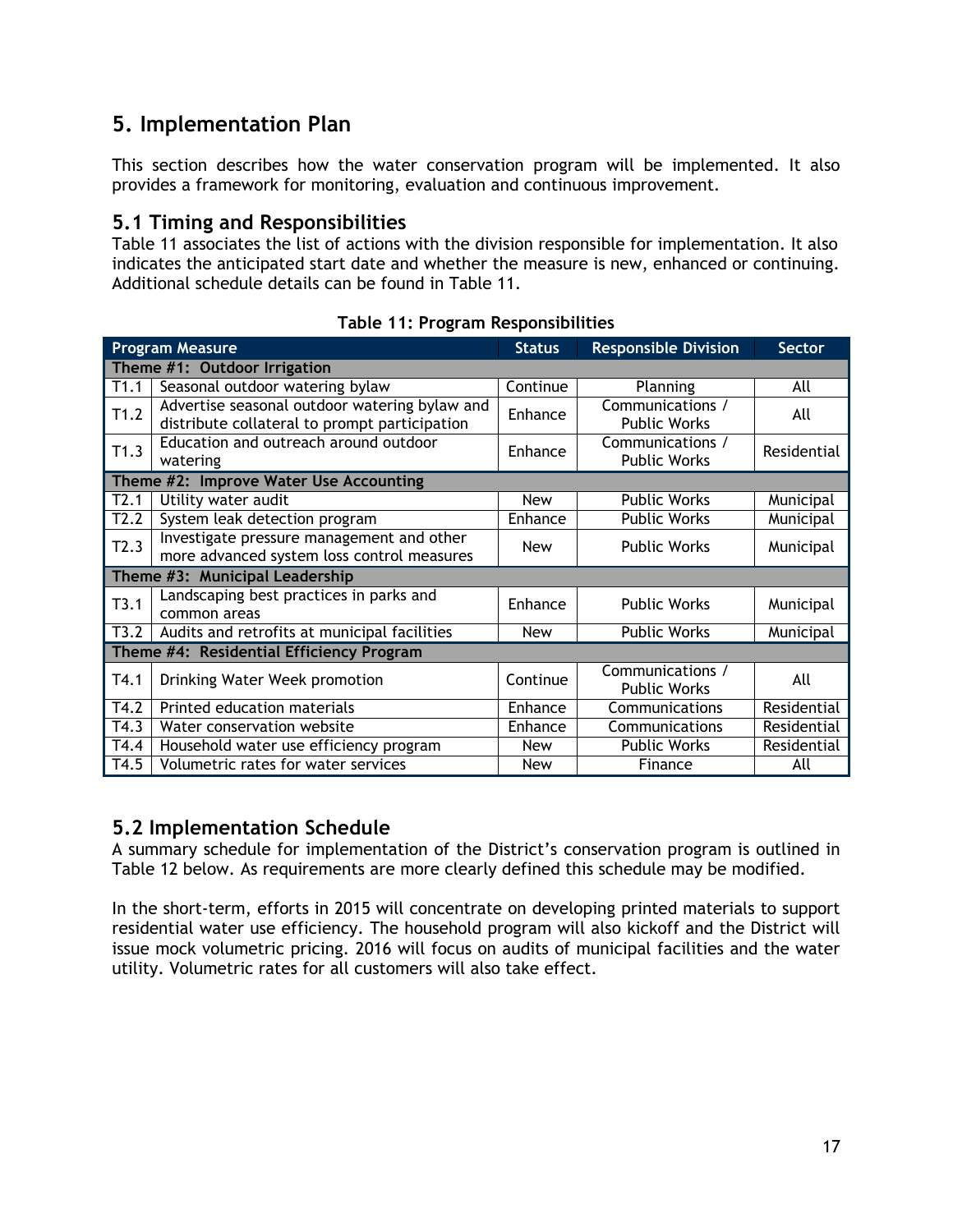## 5. Implementation Plan

This section describes how the water conservation program will be implemented. It also provides a framework for monitoring, evaluation and continuous improvement.

### 5.1 Timing and Responsibilities

Table 11 associates the list of actions with the division responsible for implementation. It also indicates the anticipated start date and whether the measure is new, enhanced or continuing. Additional schedule details can be found in Table 11.

**Table 11: Program Responsibilities**

| Program Measure | | Status | Responsible Division | Sector |
|---|---|---|---|---|
| **Theme #1: Outdoor Irrigation** | | | | |
| T1.1 | Seasonal outdoor watering bylaw | Continue | Planning | All |
| T1.2 | Advertise seasonal outdoor watering bylaw and distribute collateral to prompt participation | Enhance | Communications / Public Works | All |
| T1.3 | Education and outreach around outdoor watering | Enhance | Communications / Public Works | Residential |
| **Theme #2: Improve Water Use Accounting** | | | | |
| T2.1 | Utility water audit | New | Public Works | Municipal |
| T2.2 | System leak detection program | Enhance | Public Works | Municipal |
| T2.3 | Investigate pressure management and other more advanced system loss control measures | New | Public Works | Municipal |
| **Theme #3: Municipal Leadership** | | | | |
| T3.1 | Landscaping best practices in parks and common areas | Enhance | Public Works | Municipal |
| T3.2 | Audits and retrofits at municipal facilities | New | Public Works | Municipal |
| **Theme #4: Residential Efficiency Program** | | | | |
| T4.1 | Drinking Water Week promotion | Continue | Communications / Public Works | All |
| T4.2 | Printed education materials | Enhance | Communications | Residential |
| T4.3 | Water conservation website | Enhance | Communications | Residential |
| T4.4 | Household water use efficiency program | New | Public Works | Residential |
| T4.5 | Volumetric rates for water services | New | Finance | All |

### 5.2 Implementation Schedule

A summary schedule for implementation of the District's conservation program is outlined in Table 12 below. As requirements are more clearly defined this schedule may be modified.

In the short-term, efforts in 2015 will concentrate on developing printed materials to support residential water use efficiency. The household program will also kickoff and the District will issue mock volumetric pricing. 2016 will focus on audits of municipal facilities and the water utility. Volumetric rates for all customers will also take effect.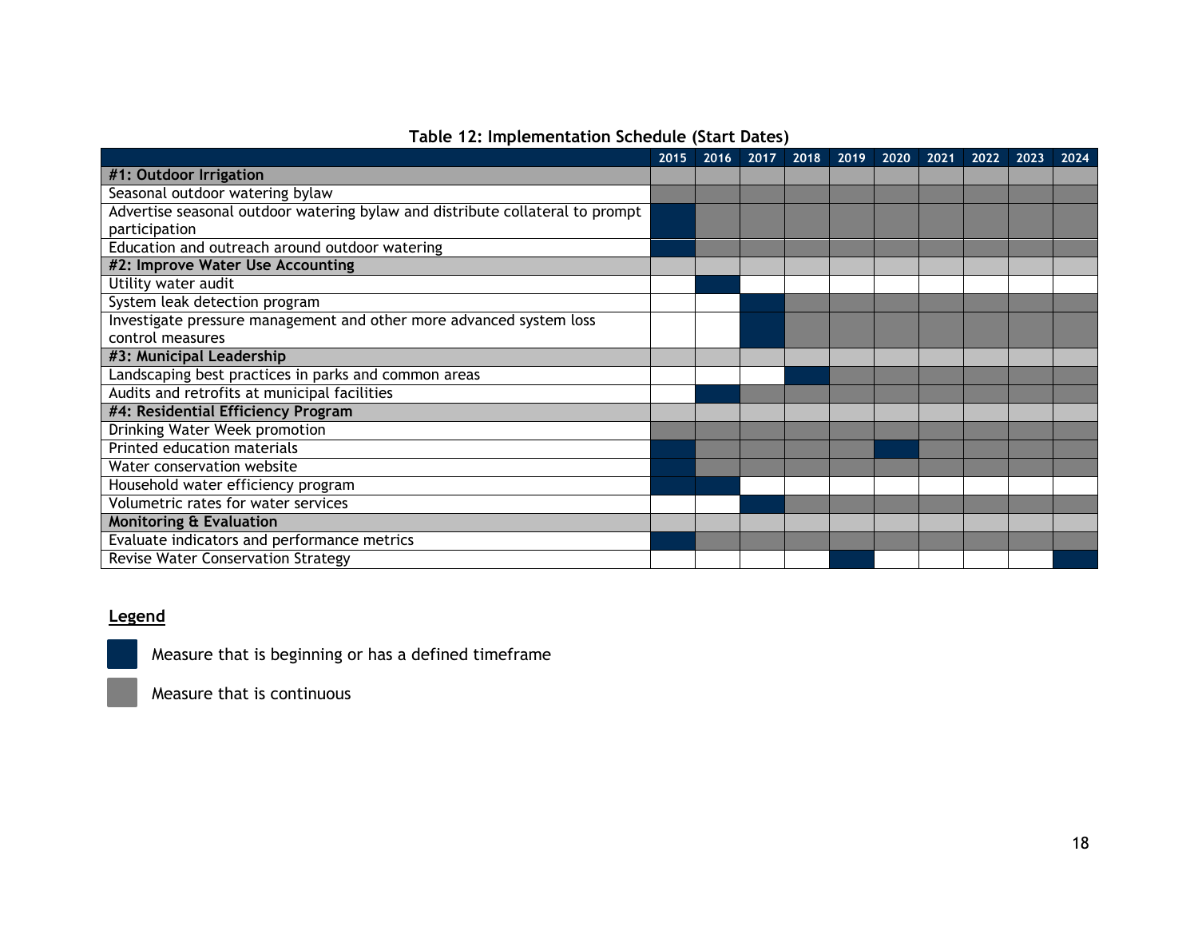**Table 12: Implementation Schedule (Start Dates)**

| | 2015 | 2016 | 2017 | 2018 | 2019 | 2020 | 2021 | 2022 | 2023 | 2024 |
|---|---|---|---|---|---|---|---|---|---|---|
| **#1: Outdoor Irrigation** | | | | | | | | | | |
| Seasonal outdoor watering bylaw | ▒ | ▒ | ▒ | ▒ | ▒ | ▒ | ▒ | ▒ | ▒ | ▒ |
| Advertise seasonal outdoor watering bylaw and distribute collateral to prompt participation | ■ | ▒ | ▒ | ▒ | ▒ | ▒ | ▒ | ▒ | ▒ | ▒ |
| Education and outreach around outdoor watering | ■ | ▒ | ▒ | ▒ | ▒ | ▒ | ▒ | ▒ | ▒ | ▒ |
| **#2: Improve Water Use Accounting** | | | | | | | | | | |
| Utility water audit | | ■ | | | | | | | | |
| System leak detection program | | | ■ | ▒ | ▒ | ▒ | ▒ | ▒ | ▒ | ▒ |
| Investigate pressure management and other more advanced system loss control measures | | | ■ | ▒ | ▒ | ▒ | ▒ | ▒ | ▒ | ▒ |
| **#3: Municipal Leadership** | | | | | | | | | | |
| Landscaping best practices in parks and common areas | | | | ■ | ▒ | ▒ | ▒ | ▒ | ▒ | ▒ |
| Audits and retrofits at municipal facilities | | ■ | ▒ | ▒ | ▒ | ▒ | ▒ | ▒ | ▒ | ▒ |
| **#4: Residential Efficiency Program** | | | | | | | | | | |
| Drinking Water Week promotion | ▒ | ▒ | ▒ | ▒ | ▒ | ▒ | ▒ | ▒ | ▒ | ▒ |
| Printed education materials | ■ | ▒ | ▒ | ▒ | ▒ | ■ | ▒ | ▒ | ▒ | ▒ |
| Water conservation website | ■ | ▒ | ▒ | ▒ | ▒ | ▒ | ▒ | ▒ | ▒ | ▒ |
| Household water efficiency program | ■ | ■ | | | | | | | | |
| Volumetric rates for water services | | | ■ | ▒ | ▒ | ▒ | ▒ | ▒ | ▒ | ▒ |
| **Monitoring & Evaluation** | | | | | | | | | | |
| Evaluate indicators and performance metrics | ■ | ▒ | ▒ | ▒ | ▒ | ▒ | ▒ | ▒ | ▒ | ▒ |
| Revise Water Conservation Strategy | | | | | ■ | | | | | ■ |

**Legend**

- ■ Measure that is beginning or has a defined timeframe
- ▒ Measure that is continuous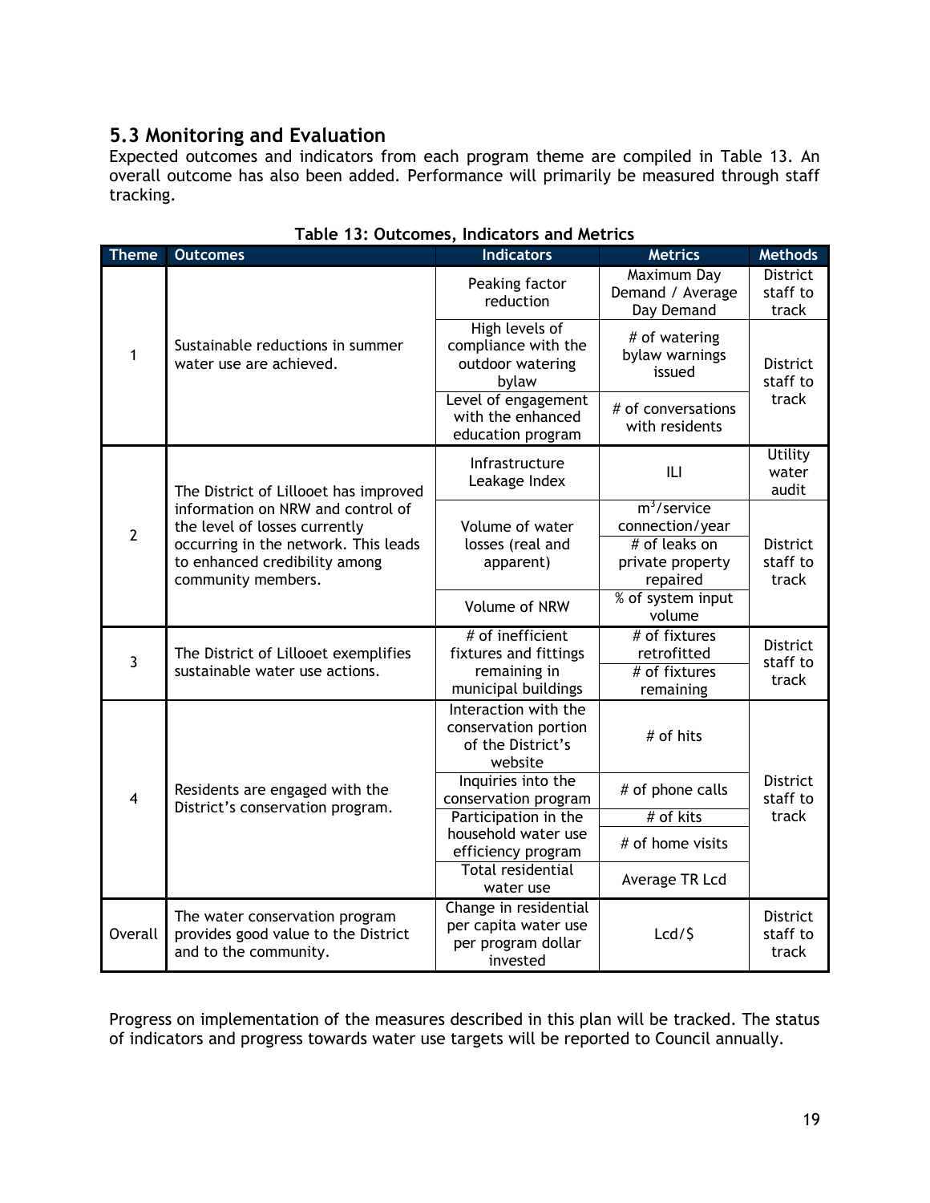## 5.3 Monitoring and Evaluation

Expected outcomes and indicators from each program theme are compiled in Table 13. An overall outcome has also been added. Performance will primarily be measured through staff tracking.

**Table 13: Outcomes, Indicators and Metrics**

| Theme | Outcomes | Indicators | Metrics | Methods |
|---|---|---|---|---|
| 1 | Sustainable reductions in summer water use are achieved. | Peaking factor reduction | Maximum Day Demand / Average Day Demand | District staff to track |
| | | High levels of compliance with the outdoor watering bylaw | # of watering bylaw warnings issued | District staff to track |
| | | Level of engagement with the enhanced education program | # of conversations with residents | |
| 2 | The District of Lillooet has improved information on NRW and control of the level of losses currently occurring in the network. This leads to enhanced credibility among community members. | Infrastructure Leakage Index | ILI | Utility water audit |
| | | Volume of water losses (real and apparent) | $m^3$/service connection/year | District staff to track |
| | | | # of leaks on private property repaired | |
| | | Volume of NRW | % of system input volume | |
| 3 | The District of Lillooet exemplifies sustainable water use actions. | # of inefficient fixtures and fittings remaining in municipal buildings | # of fixtures retrofitted | District staff to track |
| | | | # of fixtures remaining | |
| 4 | Residents are engaged with the District's conservation program. | Interaction with the conservation portion of the District's website | # of hits | District staff to track |
| | | Inquiries into the conservation program | # of phone calls | |
| | | Participation in the household water use efficiency program | # of kits | |
| | | | # of home visits | |
| | | Total residential water use | Average TR Lcd | |
| Overall | The water conservation program provides good value to the District and to the community. | Change in residential per capita water use per program dollar invested | Lcd/$ | District staff to track |

Progress on implementation of the measures described in this plan will be tracked. The status of indicators and progress towards water use targets will be reported to Council annually.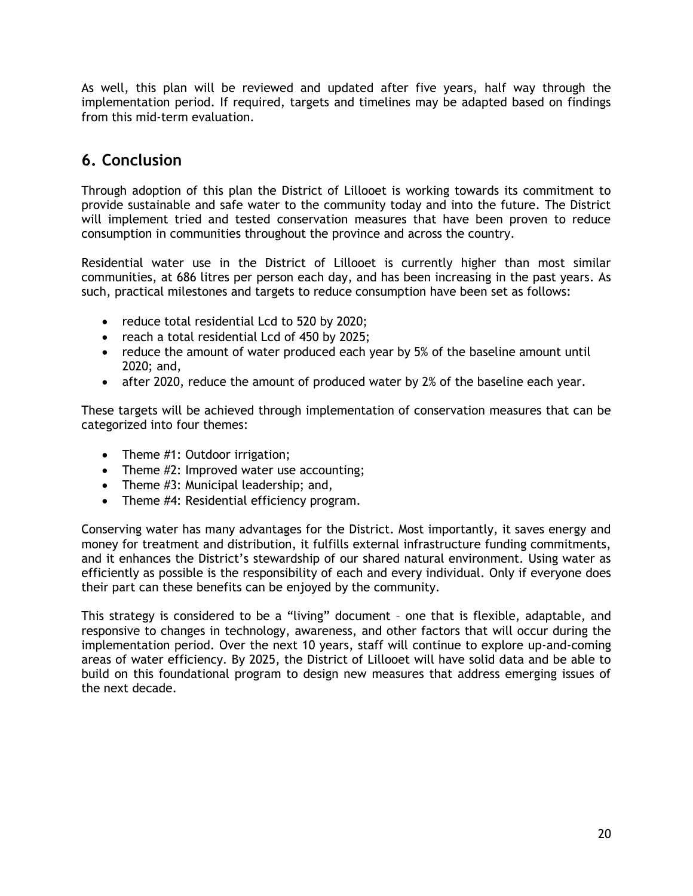As well, this plan will be reviewed and updated after five years, half way through the implementation period. If required, targets and timelines may be adapted based on findings from this mid-term evaluation.

## 6. Conclusion

Through adoption of this plan the District of Lillooet is working towards its commitment to provide sustainable and safe water to the community today and into the future. The District will implement tried and tested conservation measures that have been proven to reduce consumption in communities throughout the province and across the country.

Residential water use in the District of Lillooet is currently higher than most similar communities, at 686 litres per person each day, and has been increasing in the past years. As such, practical milestones and targets to reduce consumption have been set as follows:

- reduce total residential Lcd to 520 by 2020;
- reach a total residential Lcd of 450 by 2025;
- reduce the amount of water produced each year by 5% of the baseline amount until 2020; and,
- after 2020, reduce the amount of produced water by 2% of the baseline each year.

These targets will be achieved through implementation of conservation measures that can be categorized into four themes:

- Theme #1: Outdoor irrigation;
- Theme #2: Improved water use accounting;
- Theme #3: Municipal leadership; and,
- Theme #4: Residential efficiency program.

Conserving water has many advantages for the District. Most importantly, it saves energy and money for treatment and distribution, it fulfills external infrastructure funding commitments, and it enhances the District's stewardship of our shared natural environment. Using water as efficiently as possible is the responsibility of each and every individual. Only if everyone does their part can these benefits can be enjoyed by the community.

This strategy is considered to be a "living" document – one that is flexible, adaptable, and responsive to changes in technology, awareness, and other factors that will occur during the implementation period. Over the next 10 years, staff will continue to explore up-and-coming areas of water efficiency. By 2025, the District of Lillooet will have solid data and be able to build on this foundational program to design new measures that address emerging issues of the next decade.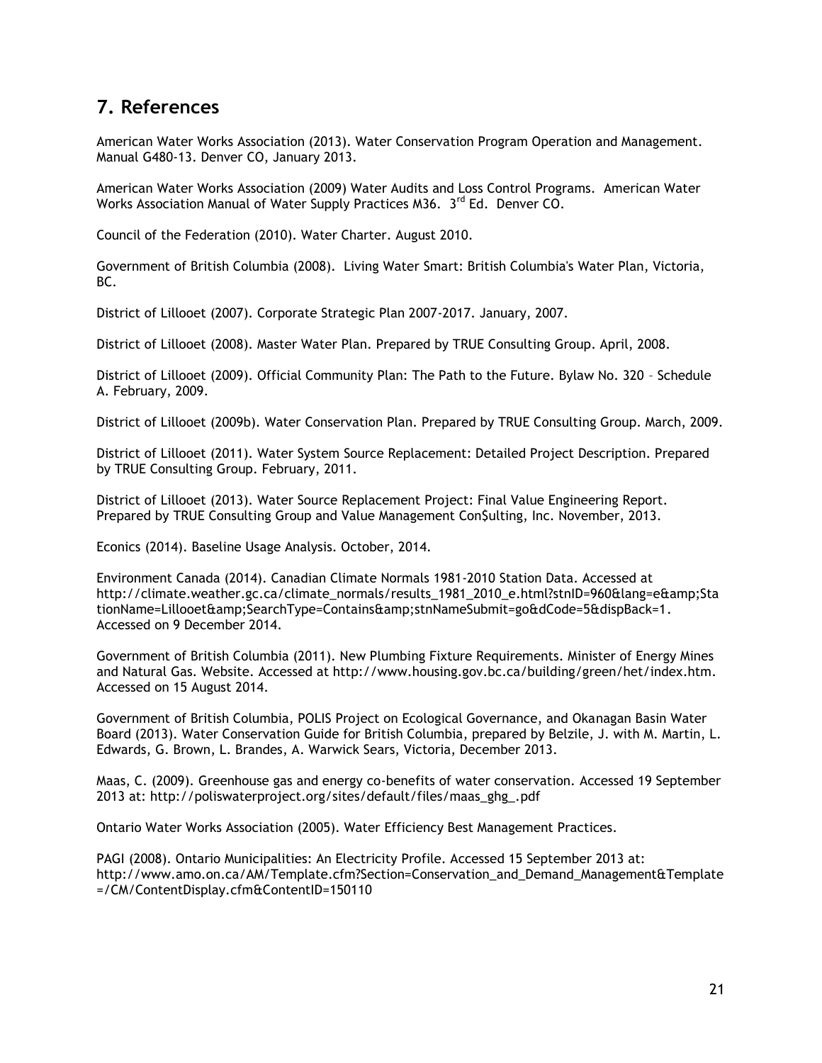## 7. References

American Water Works Association (2013). Water Conservation Program Operation and Management. Manual G480-13. Denver CO, January 2013.

American Water Works Association (2009) Water Audits and Loss Control Programs. American Water Works Association Manual of Water Supply Practices M36. 3rd Ed. Denver CO.

Council of the Federation (2010). Water Charter. August 2010.

Government of British Columbia (2008). Living Water Smart: British Columbia's Water Plan, Victoria, BC.

District of Lillooet (2007). Corporate Strategic Plan 2007-2017. January, 2007.

District of Lillooet (2008). Master Water Plan. Prepared by TRUE Consulting Group. April, 2008.

District of Lillooet (2009). Official Community Plan: The Path to the Future. Bylaw No. 320 – Schedule A. February, 2009.

District of Lillooet (2009b). Water Conservation Plan. Prepared by TRUE Consulting Group. March, 2009.

District of Lillooet (2011). Water System Source Replacement: Detailed Project Description. Prepared by TRUE Consulting Group. February, 2011.

District of Lillooet (2013). Water Source Replacement Project: Final Value Engineering Report. Prepared by TRUE Consulting Group and Value Management Con$ulting, Inc. November, 2013.

Econics (2014). Baseline Usage Analysis. October, 2014.

Environment Canada (2014). Canadian Climate Normals 1981-2010 Station Data. Accessed at http://climate.weather.gc.ca/climate_normals/results_1981_2010_e.html?stnID=960&lang=e&amp;StationName=Lillooet&amp;SearchType=Contains&amp;stnNameSubmit=go&dCode=5&dispBack=1. Accessed on 9 December 2014.

Government of British Columbia (2011). New Plumbing Fixture Requirements. Minister of Energy Mines and Natural Gas. Website. Accessed at http://www.housing.gov.bc.ca/building/green/het/index.htm. Accessed on 15 August 2014.

Government of British Columbia, POLIS Project on Ecological Governance, and Okanagan Basin Water Board (2013). Water Conservation Guide for British Columbia, prepared by Belzile, J. with M. Martin, L. Edwards, G. Brown, L. Brandes, A. Warwick Sears, Victoria, December 2013.

Maas, C. (2009). Greenhouse gas and energy co-benefits of water conservation. Accessed 19 September 2013 at: http://poliswaterproject.org/sites/default/files/maas_ghg_.pdf

Ontario Water Works Association (2005). Water Efficiency Best Management Practices.

PAGI (2008). Ontario Municipalities: An Electricity Profile. Accessed 15 September 2013 at: http://www.amo.on.ca/AM/Template.cfm?Section=Conservation_and_Demand_Management&Template=/CM/ContentDisplay.cfm&ContentID=150110